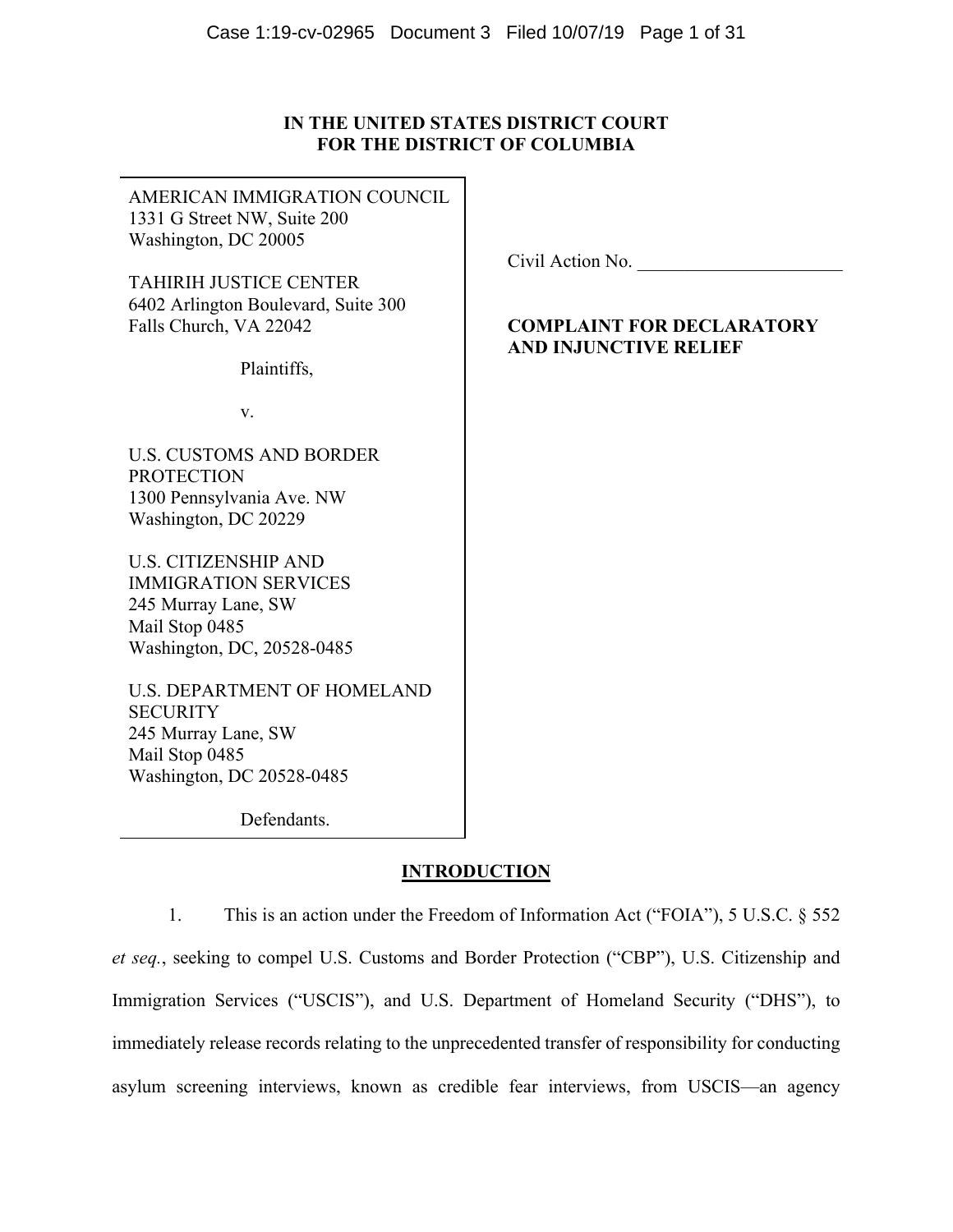**IN THE UNITED STATES DISTRICT COURT**
**FOR THE DISTRICT OF COLUMBIA**

AMERICAN IMMIGRATION COUNCIL
1331 G Street NW, Suite 200
Washington, DC 20005

TAHIRIH JUSTICE CENTER
6402 Arlington Boulevard, Suite 300
Falls Church, VA 22042

Plaintiffs,

v.

U.S. CUSTOMS AND BORDER PROTECTION
1300 Pennsylvania Ave. NW
Washington, DC 20229

U.S. CITIZENSHIP AND IMMIGRATION SERVICES
245 Murray Lane, SW
Mail Stop 0485
Washington, DC, 20528-0485

U.S. DEPARTMENT OF HOMELAND SECURITY
245 Murray Lane, SW
Mail Stop 0485
Washington, DC 20528-0485

Defendants.

Civil Action No. ______________________

**COMPLAINT FOR DECLARATORY AND INJUNCTIVE RELIEF**

## INTRODUCTION

1. This is an action under the Freedom of Information Act ("FOIA"), 5 U.S.C. § 552 *et seq.*, seeking to compel U.S. Customs and Border Protection ("CBP"), U.S. Citizenship and Immigration Services ("USCIS"), and U.S. Department of Homeland Security ("DHS"), to immediately release records relating to the unprecedented transfer of responsibility for conducting asylum screening interviews, known as credible fear interviews, from USCIS—an agency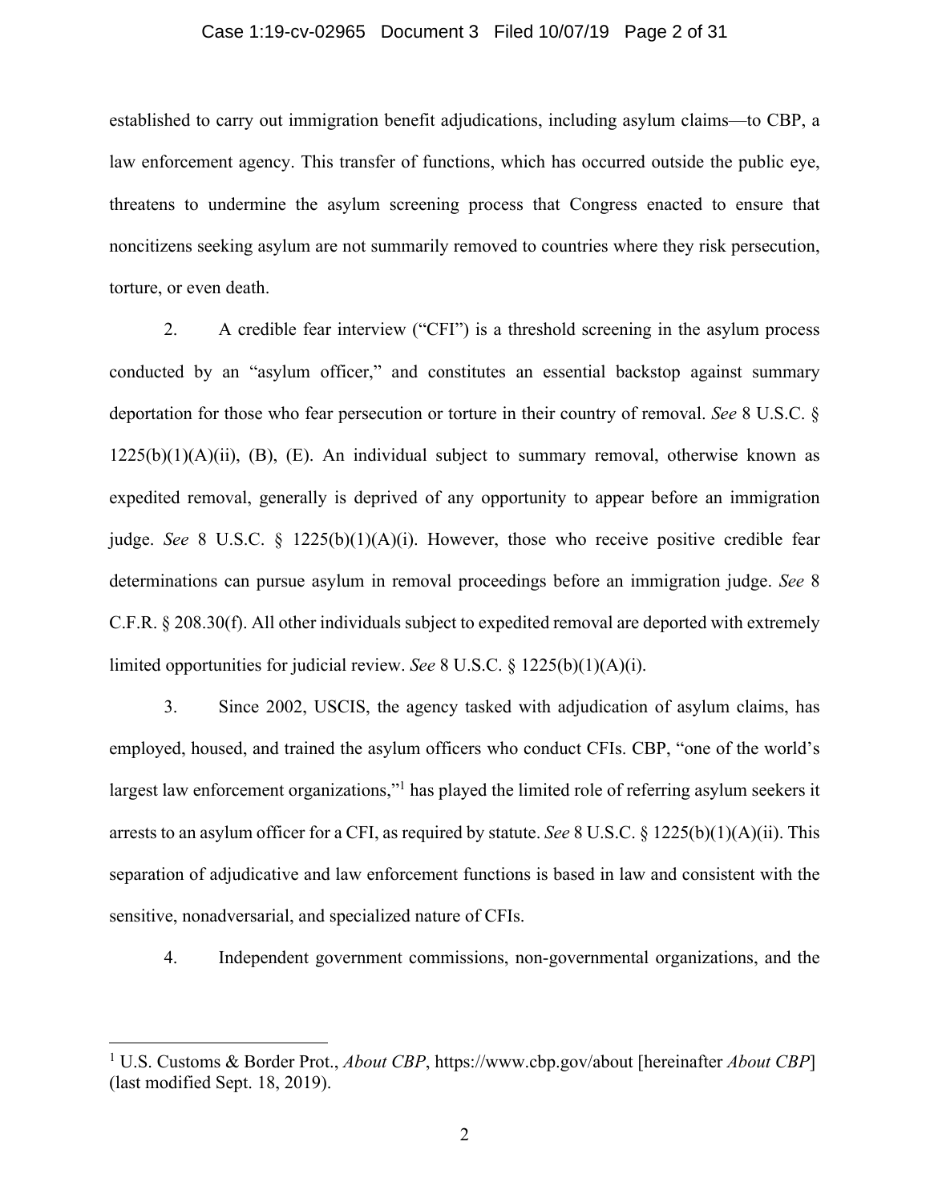established to carry out immigration benefit adjudications, including asylum claims—to CBP, a law enforcement agency. This transfer of functions, which has occurred outside the public eye, threatens to undermine the asylum screening process that Congress enacted to ensure that noncitizens seeking asylum are not summarily removed to countries where they risk persecution, torture, or even death.

2. A credible fear interview ("CFI") is a threshold screening in the asylum process conducted by an "asylum officer," and constitutes an essential backstop against summary deportation for those who fear persecution or torture in their country of removal. *See* 8 U.S.C. § 1225(b)(1)(A)(ii), (B), (E). An individual subject to summary removal, otherwise known as expedited removal, generally is deprived of any opportunity to appear before an immigration judge. *See* 8 U.S.C. § 1225(b)(1)(A)(i). However, those who receive positive credible fear determinations can pursue asylum in removal proceedings before an immigration judge. *See* 8 C.F.R. § 208.30(f). All other individuals subject to expedited removal are deported with extremely limited opportunities for judicial review. *See* 8 U.S.C. § 1225(b)(1)(A)(i).

3. Since 2002, USCIS, the agency tasked with adjudication of asylum claims, has employed, housed, and trained the asylum officers who conduct CFIs. CBP, "one of the world's largest law enforcement organizations,"[1] has played the limited role of referring asylum seekers it arrests to an asylum officer for a CFI, as required by statute. *See* 8 U.S.C. § 1225(b)(1)(A)(ii). This separation of adjudicative and law enforcement functions is based in law and consistent with the sensitive, nonadversarial, and specialized nature of CFIs.

4. Independent government commissions, non-governmental organizations, and the

---

[1] U.S. Customs & Border Prot., *About CBP*, https://www.cbp.gov/about [hereinafter *About CBP*] (last modified Sept. 18, 2019).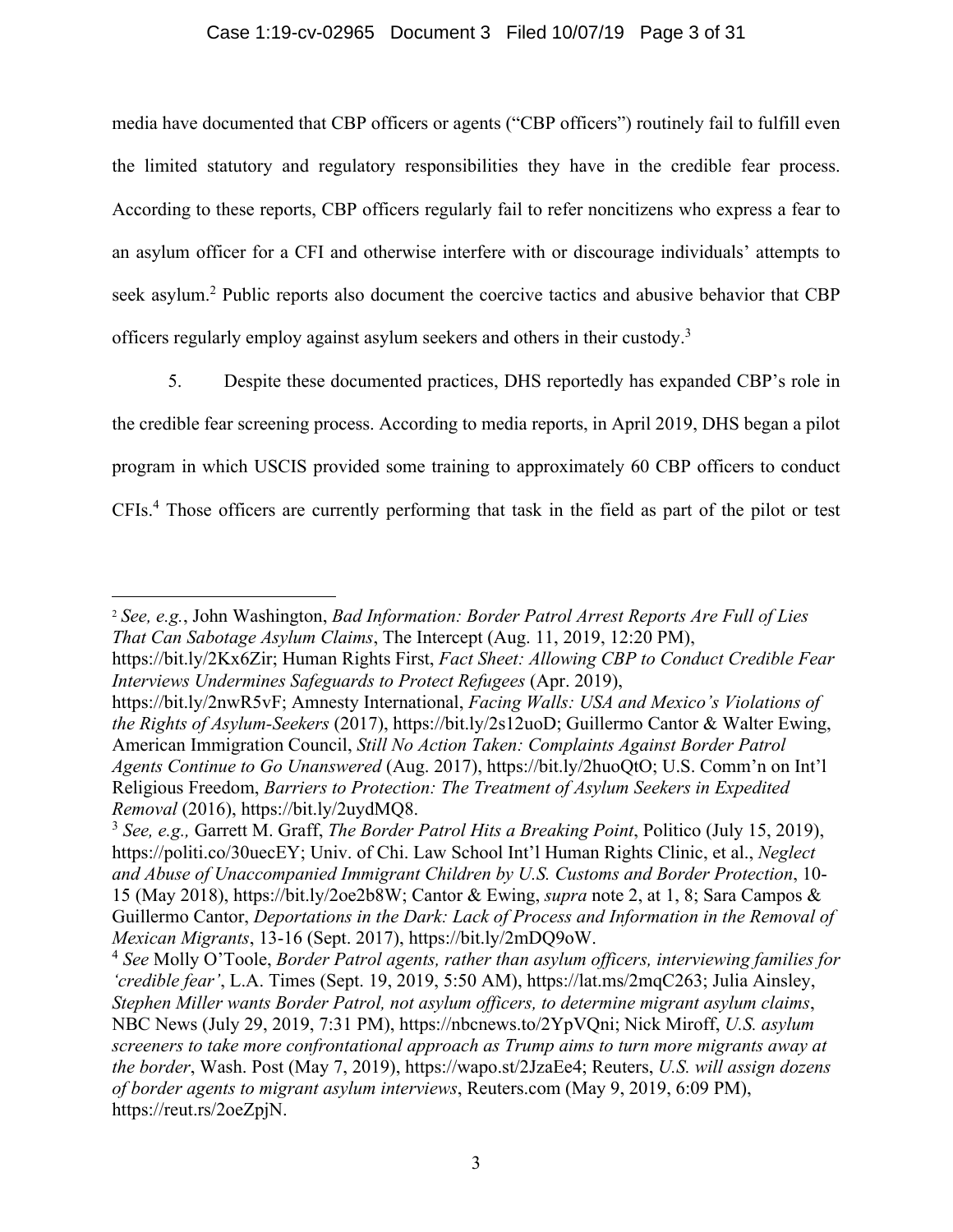media have documented that CBP officers or agents ("CBP officers") routinely fail to fulfill even the limited statutory and regulatory responsibilities they have in the credible fear process. According to these reports, CBP officers regularly fail to refer noncitizens who express a fear to an asylum officer for a CFI and otherwise interfere with or discourage individuals' attempts to seek asylum.[2] Public reports also document the coercive tactics and abusive behavior that CBP officers regularly employ against asylum seekers and others in their custody.[3]

5. Despite these documented practices, DHS reportedly has expanded CBP's role in the credible fear screening process. According to media reports, in April 2019, DHS began a pilot program in which USCIS provided some training to approximately 60 CBP officers to conduct CFIs.[4] Those officers are currently performing that task in the field as part of the pilot or test

---

[2] *See, e.g.*, John Washington, *Bad Information: Border Patrol Arrest Reports Are Full of Lies That Can Sabotage Asylum Claims*, The Intercept (Aug. 11, 2019, 12:20 PM), https://bit.ly/2Kx6Zir; Human Rights First, *Fact Sheet: Allowing CBP to Conduct Credible Fear Interviews Undermines Safeguards to Protect Refugees* (Apr. 2019), https://bit.ly/2nwR5vF; Amnesty International, *Facing Walls: USA and Mexico's Violations of the Rights of Asylum-Seekers* (2017), https://bit.ly/2s12uoD; Guillermo Cantor & Walter Ewing, American Immigration Council, *Still No Action Taken: Complaints Against Border Patrol Agents Continue to Go Unanswered* (Aug. 2017), https://bit.ly/2huoQtO; U.S. Comm'n on Int'l Religious Freedom, *Barriers to Protection: The Treatment of Asylum Seekers in Expedited Removal* (2016), https://bit.ly/2uydMQ8.

[3] *See, e.g.,* Garrett M. Graff, *The Border Patrol Hits a Breaking Point*, Politico (July 15, 2019), https://politi.co/30uecEY; Univ. of Chi. Law School Int'l Human Rights Clinic, et al., *Neglect and Abuse of Unaccompanied Immigrant Children by U.S. Customs and Border Protection*, 10-15 (May 2018), https://bit.ly/2oe2b8W; Cantor & Ewing, *supra* note 2, at 1, 8; Sara Campos & Guillermo Cantor, *Deportations in the Dark: Lack of Process and Information in the Removal of Mexican Migrants*, 13-16 (Sept. 2017), https://bit.ly/2mDQ9oW.

[4] *See* Molly O'Toole, *Border Patrol agents, rather than asylum officers, interviewing families for 'credible fear'*, L.A. Times (Sept. 19, 2019, 5:50 AM), https://lat.ms/2mqC263; Julia Ainsley, *Stephen Miller wants Border Patrol, not asylum officers, to determine migrant asylum claims*, NBC News (July 29, 2019, 7:31 PM), https://nbcnews.to/2YpVQni; Nick Miroff, *U.S. asylum screeners to take more confrontational approach as Trump aims to turn more migrants away at the border*, Wash. Post (May 7, 2019), https://wapo.st/2JzaEe4; Reuters, *U.S. will assign dozens of border agents to migrant asylum interviews*, Reuters.com (May 9, 2019, 6:09 PM), https://reut.rs/2oeZpjN.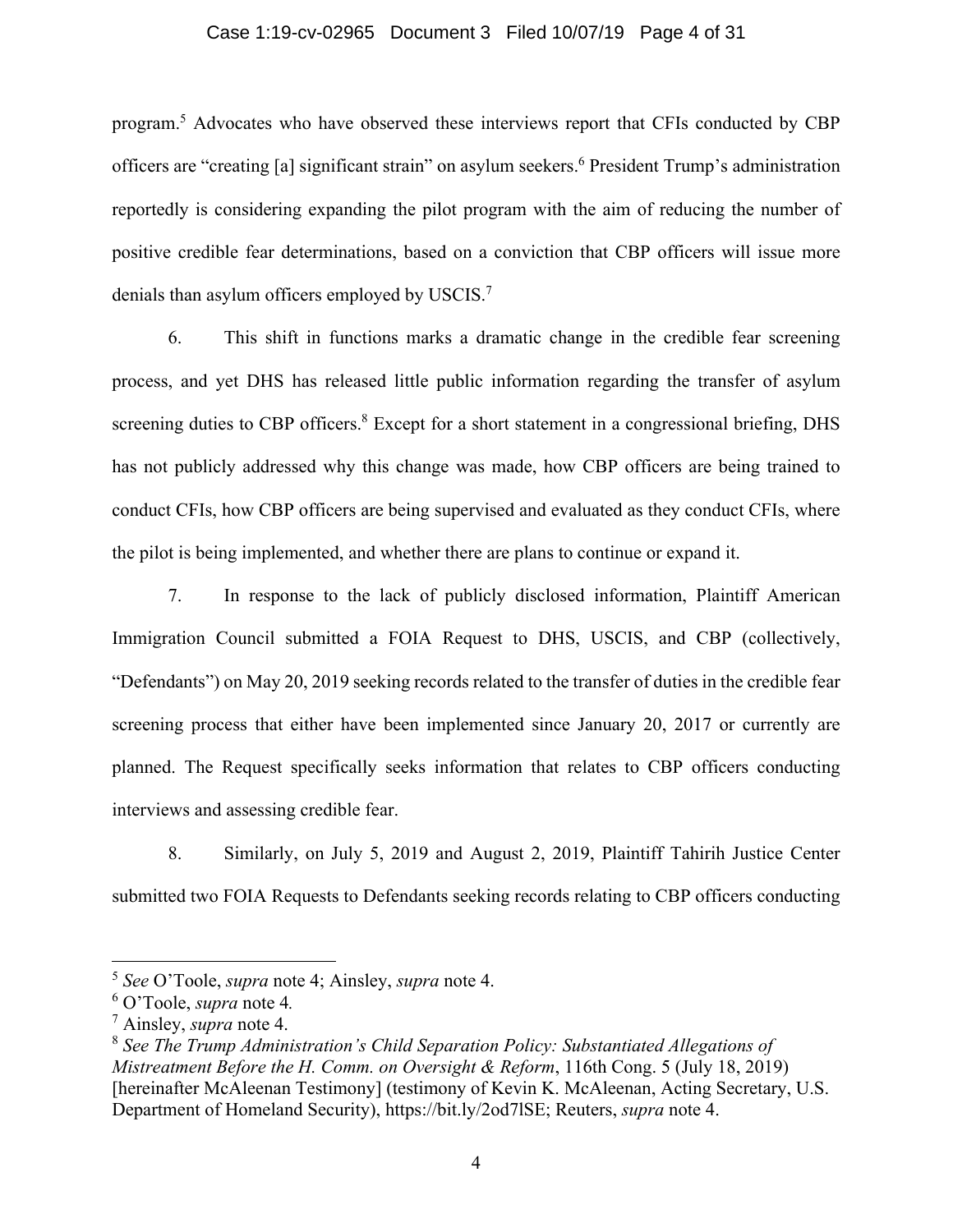program.[5] Advocates who have observed these interviews report that CFIs conducted by CBP officers are "creating [a] significant strain" on asylum seekers.[6] President Trump's administration reportedly is considering expanding the pilot program with the aim of reducing the number of positive credible fear determinations, based on a conviction that CBP officers will issue more denials than asylum officers employed by USCIS.[7]

6. This shift in functions marks a dramatic change in the credible fear screening process, and yet DHS has released little public information regarding the transfer of asylum screening duties to CBP officers.[8] Except for a short statement in a congressional briefing, DHS has not publicly addressed why this change was made, how CBP officers are being trained to conduct CFIs, how CBP officers are being supervised and evaluated as they conduct CFIs, where the pilot is being implemented, and whether there are plans to continue or expand it.

7. In response to the lack of publicly disclosed information, Plaintiff American Immigration Council submitted a FOIA Request to DHS, USCIS, and CBP (collectively, "Defendants") on May 20, 2019 seeking records related to the transfer of duties in the credible fear screening process that either have been implemented since January 20, 2017 or currently are planned. The Request specifically seeks information that relates to CBP officers conducting interviews and assessing credible fear.

8. Similarly, on July 5, 2019 and August 2, 2019, Plaintiff Tahirih Justice Center submitted two FOIA Requests to Defendants seeking records relating to CBP officers conducting

---

[5] *See* O'Toole, *supra* note 4; Ainsley, *supra* note 4.

[6] O'Toole, *supra* note 4*.*

[7] Ainsley, *supra* note 4.

[8] *See The Trump Administration's Child Separation Policy: Substantiated Allegations of Mistreatment Before the H. Comm. on Oversight & Reform*, 116th Cong. 5 (July 18, 2019) [hereinafter McAleenan Testimony] (testimony of Kevin K. McAleenan, Acting Secretary, U.S. Department of Homeland Security), https://bit.ly/2od7lSE; Reuters, *supra* note 4.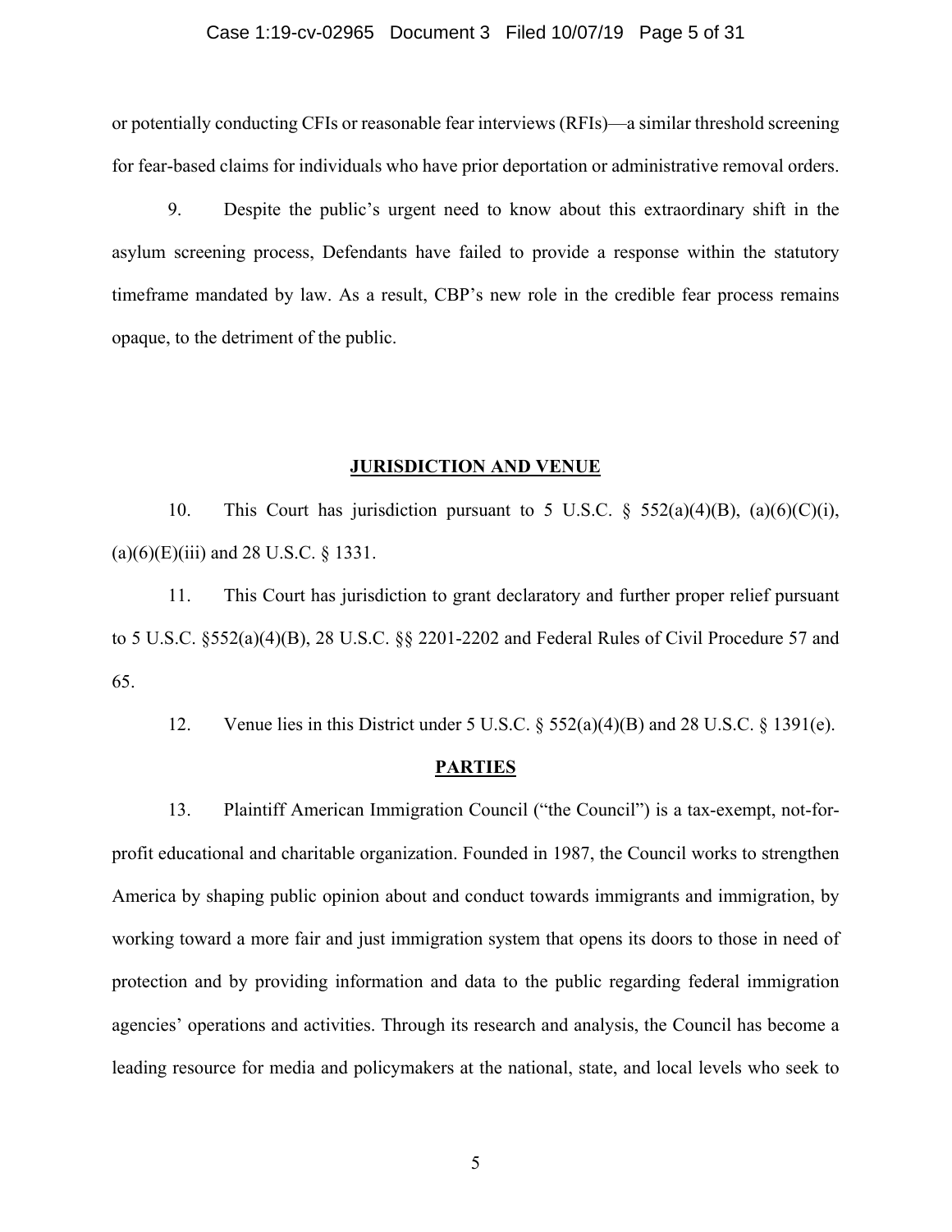or potentially conducting CFIs or reasonable fear interviews (RFIs)—a similar threshold screening for fear-based claims for individuals who have prior deportation or administrative removal orders.

9. Despite the public's urgent need to know about this extraordinary shift in the asylum screening process, Defendants have failed to provide a response within the statutory timeframe mandated by law. As a result, CBP's new role in the credible fear process remains opaque, to the detriment of the public.

## JURISDICTION AND VENUE

10. This Court has jurisdiction pursuant to 5 U.S.C. § 552(a)(4)(B), (a)(6)(C)(i), (a)(6)(E)(iii) and 28 U.S.C. § 1331.

11. This Court has jurisdiction to grant declaratory and further proper relief pursuant to 5 U.S.C. §552(a)(4)(B), 28 U.S.C. §§ 2201-2202 and Federal Rules of Civil Procedure 57 and 65.

12. Venue lies in this District under 5 U.S.C. § 552(a)(4)(B) and 28 U.S.C. § 1391(e).

## PARTIES

13. Plaintiff American Immigration Council ("the Council") is a tax-exempt, not-for-profit educational and charitable organization. Founded in 1987, the Council works to strengthen America by shaping public opinion about and conduct towards immigrants and immigration, by working toward a more fair and just immigration system that opens its doors to those in need of protection and by providing information and data to the public regarding federal immigration agencies' operations and activities. Through its research and analysis, the Council has become a leading resource for media and policymakers at the national, state, and local levels who seek to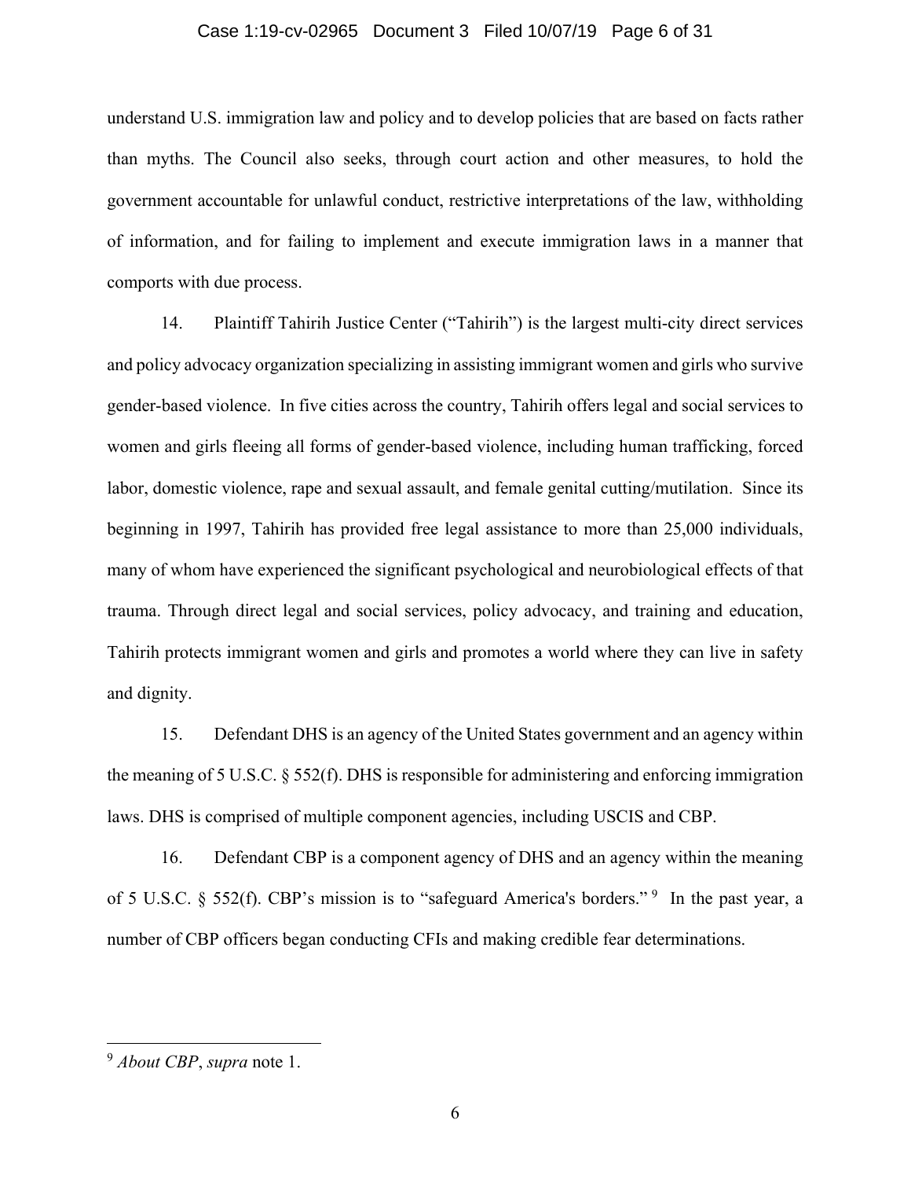understand U.S. immigration law and policy and to develop policies that are based on facts rather than myths. The Council also seeks, through court action and other measures, to hold the government accountable for unlawful conduct, restrictive interpretations of the law, withholding of information, and for failing to implement and execute immigration laws in a manner that comports with due process.

14. Plaintiff Tahirih Justice Center ("Tahirih") is the largest multi-city direct services and policy advocacy organization specializing in assisting immigrant women and girls who survive gender-based violence. In five cities across the country, Tahirih offers legal and social services to women and girls fleeing all forms of gender-based violence, including human trafficking, forced labor, domestic violence, rape and sexual assault, and female genital cutting/mutilation. Since its beginning in 1997, Tahirih has provided free legal assistance to more than 25,000 individuals, many of whom have experienced the significant psychological and neurobiological effects of that trauma. Through direct legal and social services, policy advocacy, and training and education, Tahirih protects immigrant women and girls and promotes a world where they can live in safety and dignity.

15. Defendant DHS is an agency of the United States government and an agency within the meaning of 5 U.S.C. § 552(f). DHS is responsible for administering and enforcing immigration laws. DHS is comprised of multiple component agencies, including USCIS and CBP.

16. Defendant CBP is a component agency of DHS and an agency within the meaning of 5 U.S.C. § 552(f). CBP's mission is to "safeguard America's borders."[9] In the past year, a number of CBP officers began conducting CFIs and making credible fear determinations.

---

[9] *About CBP*, *supra* note 1.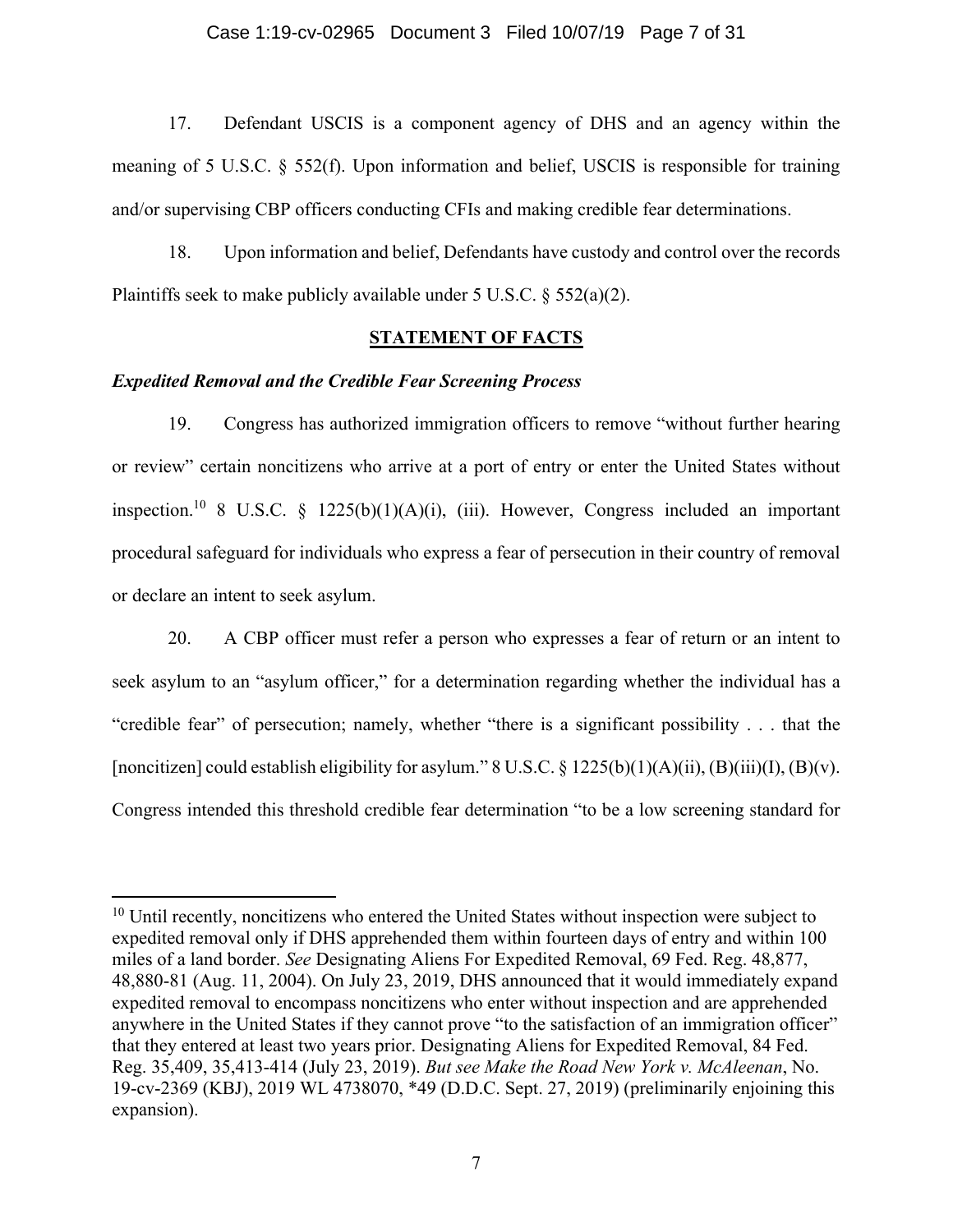17. Defendant USCIS is a component agency of DHS and an agency within the meaning of 5 U.S.C. § 552(f). Upon information and belief, USCIS is responsible for training and/or supervising CBP officers conducting CFIs and making credible fear determinations.

18. Upon information and belief, Defendants have custody and control over the records Plaintiffs seek to make publicly available under 5 U.S.C. § 552(a)(2).

## STATEMENT OF FACTS

### *Expedited Removal and the Credible Fear Screening Process*

19. Congress has authorized immigration officers to remove "without further hearing or review" certain noncitizens who arrive at a port of entry or enter the United States without inspection.[10] 8 U.S.C. § 1225(b)(1)(A)(i), (iii). However, Congress included an important procedural safeguard for individuals who express a fear of persecution in their country of removal or declare an intent to seek asylum.

20. A CBP officer must refer a person who expresses a fear of return or an intent to seek asylum to an "asylum officer," for a determination regarding whether the individual has a "credible fear" of persecution; namely, whether "there is a significant possibility . . . that the [noncitizen] could establish eligibility for asylum." 8 U.S.C. § 1225(b)(1)(A)(ii), (B)(iii)(I), (B)(v). Congress intended this threshold credible fear determination "to be a low screening standard for

---

[10] Until recently, noncitizens who entered the United States without inspection were subject to expedited removal only if DHS apprehended them within fourteen days of entry and within 100 miles of a land border. *See* Designating Aliens For Expedited Removal, 69 Fed. Reg. 48,877, 48,880-81 (Aug. 11, 2004). On July 23, 2019, DHS announced that it would immediately expand expedited removal to encompass noncitizens who enter without inspection and are apprehended anywhere in the United States if they cannot prove "to the satisfaction of an immigration officer" that they entered at least two years prior. Designating Aliens for Expedited Removal, 84 Fed. Reg. 35,409, 35,413-414 (July 23, 2019). *But see Make the Road New York v. McAleenan*, No. 19-cv-2369 (KBJ), 2019 WL 4738070, *49 (D.D.C. Sept. 27, 2019) (preliminarily enjoining this expansion).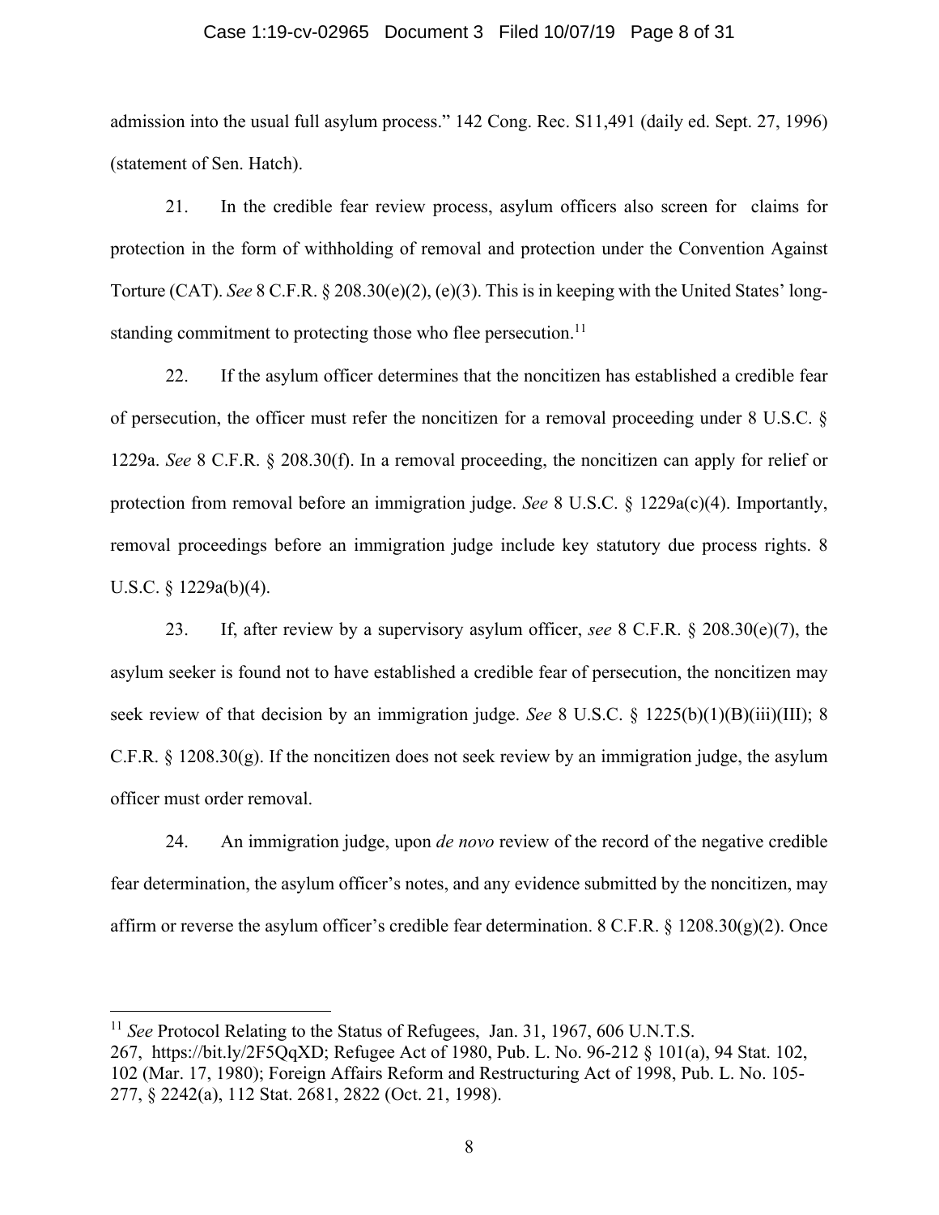admission into the usual full asylum process." 142 Cong. Rec. S11,491 (daily ed. Sept. 27, 1996) (statement of Sen. Hatch).

21. In the credible fear review process, asylum officers also screen for claims for protection in the form of withholding of removal and protection under the Convention Against Torture (CAT). *See* 8 C.F.R. § 208.30(e)(2), (e)(3). This is in keeping with the United States' long-standing commitment to protecting those who flee persecution.[11]

22. If the asylum officer determines that the noncitizen has established a credible fear of persecution, the officer must refer the noncitizen for a removal proceeding under 8 U.S.C. § 1229a. *See* 8 C.F.R. § 208.30(f). In a removal proceeding, the noncitizen can apply for relief or protection from removal before an immigration judge. *See* 8 U.S.C. § 1229a(c)(4). Importantly, removal proceedings before an immigration judge include key statutory due process rights. 8 U.S.C. § 1229a(b)(4).

23. If, after review by a supervisory asylum officer, *see* 8 C.F.R. § 208.30(e)(7), the asylum seeker is found not to have established a credible fear of persecution, the noncitizen may seek review of that decision by an immigration judge. *See* 8 U.S.C. § 1225(b)(1)(B)(iii)(III); 8 C.F.R. § 1208.30(g). If the noncitizen does not seek review by an immigration judge, the asylum officer must order removal.

24. An immigration judge, upon *de novo* review of the record of the negative credible fear determination, the asylum officer's notes, and any evidence submitted by the noncitizen, may affirm or reverse the asylum officer's credible fear determination. 8 C.F.R. § 1208.30(g)(2). Once

---

[11] *See* Protocol Relating to the Status of Refugees, Jan. 31, 1967, 606 U.N.T.S. 267, https://bit.ly/2F5QqXD; Refugee Act of 1980, Pub. L. No. 96-212 § 101(a), 94 Stat. 102, 102 (Mar. 17, 1980); Foreign Affairs Reform and Restructuring Act of 1998, Pub. L. No. 105-277, § 2242(a), 112 Stat. 2681, 2822 (Oct. 21, 1998).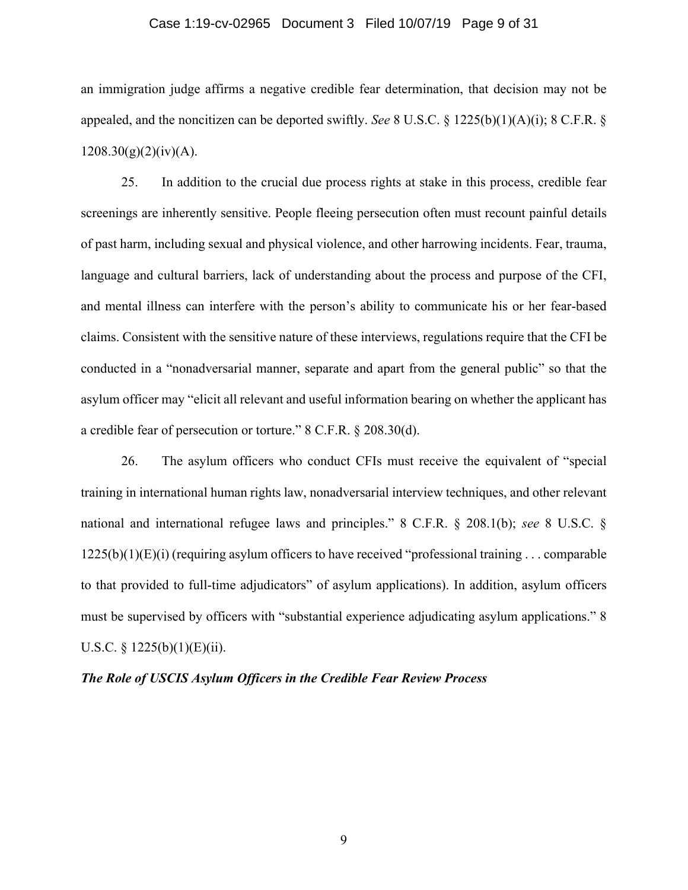an immigration judge affirms a negative credible fear determination, that decision may not be appealed, and the noncitizen can be deported swiftly. *See* 8 U.S.C. § 1225(b)(1)(A)(i); 8 C.F.R. § 1208.30(g)(2)(iv)(A).

25. In addition to the crucial due process rights at stake in this process, credible fear screenings are inherently sensitive. People fleeing persecution often must recount painful details of past harm, including sexual and physical violence, and other harrowing incidents. Fear, trauma, language and cultural barriers, lack of understanding about the process and purpose of the CFI, and mental illness can interfere with the person's ability to communicate his or her fear-based claims. Consistent with the sensitive nature of these interviews, regulations require that the CFI be conducted in a "nonadversarial manner, separate and apart from the general public" so that the asylum officer may "elicit all relevant and useful information bearing on whether the applicant has a credible fear of persecution or torture." 8 C.F.R. § 208.30(d).

26. The asylum officers who conduct CFIs must receive the equivalent of "special training in international human rights law, nonadversarial interview techniques, and other relevant national and international refugee laws and principles." 8 C.F.R. § 208.1(b); *see* 8 U.S.C. § 1225(b)(1)(E)(i) (requiring asylum officers to have received "professional training . . . comparable to that provided to full-time adjudicators" of asylum applications). In addition, asylum officers must be supervised by officers with "substantial experience adjudicating asylum applications." 8 U.S.C. § 1225(b)(1)(E)(ii).

***The Role of USCIS Asylum Officers in the Credible Fear Review Process***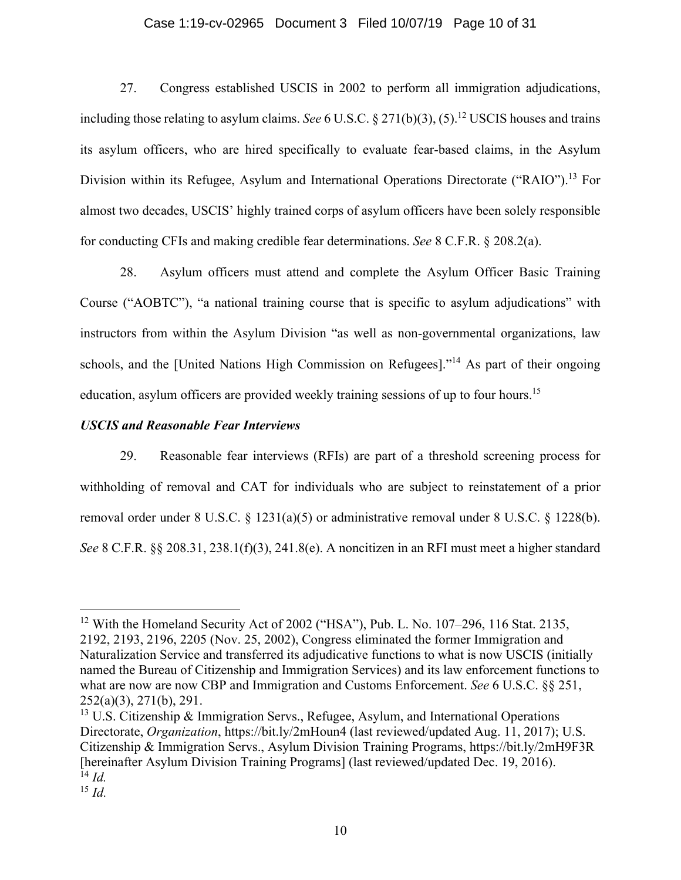27. Congress established USCIS in 2002 to perform all immigration adjudications, including those relating to asylum claims. *See* 6 U.S.C. § 271(b)(3), (5).[12] USCIS houses and trains its asylum officers, who are hired specifically to evaluate fear-based claims, in the Asylum Division within its Refugee, Asylum and International Operations Directorate ("RAIO").[13] For almost two decades, USCIS' highly trained corps of asylum officers have been solely responsible for conducting CFIs and making credible fear determinations. *See* 8 C.F.R. § 208.2(a).

28. Asylum officers must attend and complete the Asylum Officer Basic Training Course ("AOBTC"), "a national training course that is specific to asylum adjudications" with instructors from within the Asylum Division "as well as non-governmental organizations, law schools, and the [United Nations High Commission on Refugees]."[14] As part of their ongoing education, asylum officers are provided weekly training sessions of up to four hours.[15]

### *USCIS and Reasonable Fear Interviews*

29. Reasonable fear interviews (RFIs) are part of a threshold screening process for withholding of removal and CAT for individuals who are subject to reinstatement of a prior removal order under 8 U.S.C. § 1231(a)(5) or administrative removal under 8 U.S.C. § 1228(b). *See* 8 C.F.R. §§ 208.31, 238.1(f)(3), 241.8(e). A noncitizen in an RFI must meet a higher standard

---

[12] With the Homeland Security Act of 2002 ("HSA"), Pub. L. No. 107–296, 116 Stat. 2135, 2192, 2193, 2196, 2205 (Nov. 25, 2002), Congress eliminated the former Immigration and Naturalization Service and transferred its adjudicative functions to what is now USCIS (initially named the Bureau of Citizenship and Immigration Services) and its law enforcement functions to what are now are now CBP and Immigration and Customs Enforcement. *See* 6 U.S.C. §§ 251, 252(a)(3), 271(b), 291.

[13] U.S. Citizenship & Immigration Servs., Refugee, Asylum, and International Operations Directorate, *Organization*, https://bit.ly/2mHoun4 (last reviewed/updated Aug. 11, 2017); U.S. Citizenship & Immigration Servs., Asylum Division Training Programs, https://bit.ly/2mH9F3R [hereinafter Asylum Division Training Programs] (last reviewed/updated Dec. 19, 2016).

[14] *Id.*

[15] *Id.*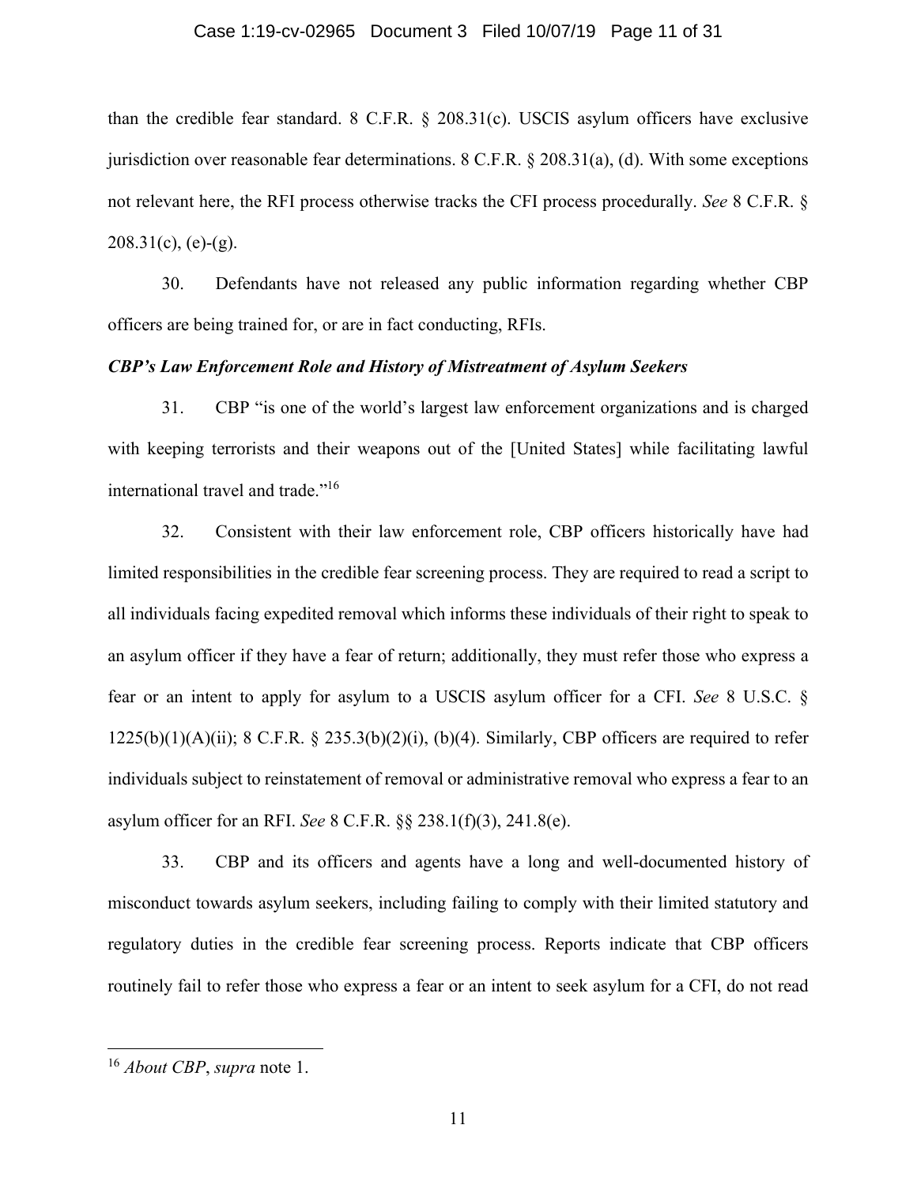than the credible fear standard. 8 C.F.R. § 208.31(c). USCIS asylum officers have exclusive jurisdiction over reasonable fear determinations. 8 C.F.R. § 208.31(a), (d). With some exceptions not relevant here, the RFI process otherwise tracks the CFI process procedurally. *See* 8 C.F.R. § 208.31(c), (e)-(g).

30. Defendants have not released any public information regarding whether CBP officers are being trained for, or are in fact conducting, RFIs.

***CBP's Law Enforcement Role and History of Mistreatment of Asylum Seekers***

31. CBP "is one of the world's largest law enforcement organizations and is charged with keeping terrorists and their weapons out of the [United States] while facilitating lawful international travel and trade."[16]

32. Consistent with their law enforcement role, CBP officers historically have had limited responsibilities in the credible fear screening process. They are required to read a script to all individuals facing expedited removal which informs these individuals of their right to speak to an asylum officer if they have a fear of return; additionally, they must refer those who express a fear or an intent to apply for asylum to a USCIS asylum officer for a CFI. *See* 8 U.S.C. § 1225(b)(1)(A)(ii); 8 C.F.R. § 235.3(b)(2)(i), (b)(4). Similarly, CBP officers are required to refer individuals subject to reinstatement of removal or administrative removal who express a fear to an asylum officer for an RFI. *See* 8 C.F.R. §§ 238.1(f)(3), 241.8(e).

33. CBP and its officers and agents have a long and well-documented history of misconduct towards asylum seekers, including failing to comply with their limited statutory and regulatory duties in the credible fear screening process. Reports indicate that CBP officers routinely fail to refer those who express a fear or an intent to seek asylum for a CFI, do not read

[16] *About CBP*, *supra* note 1.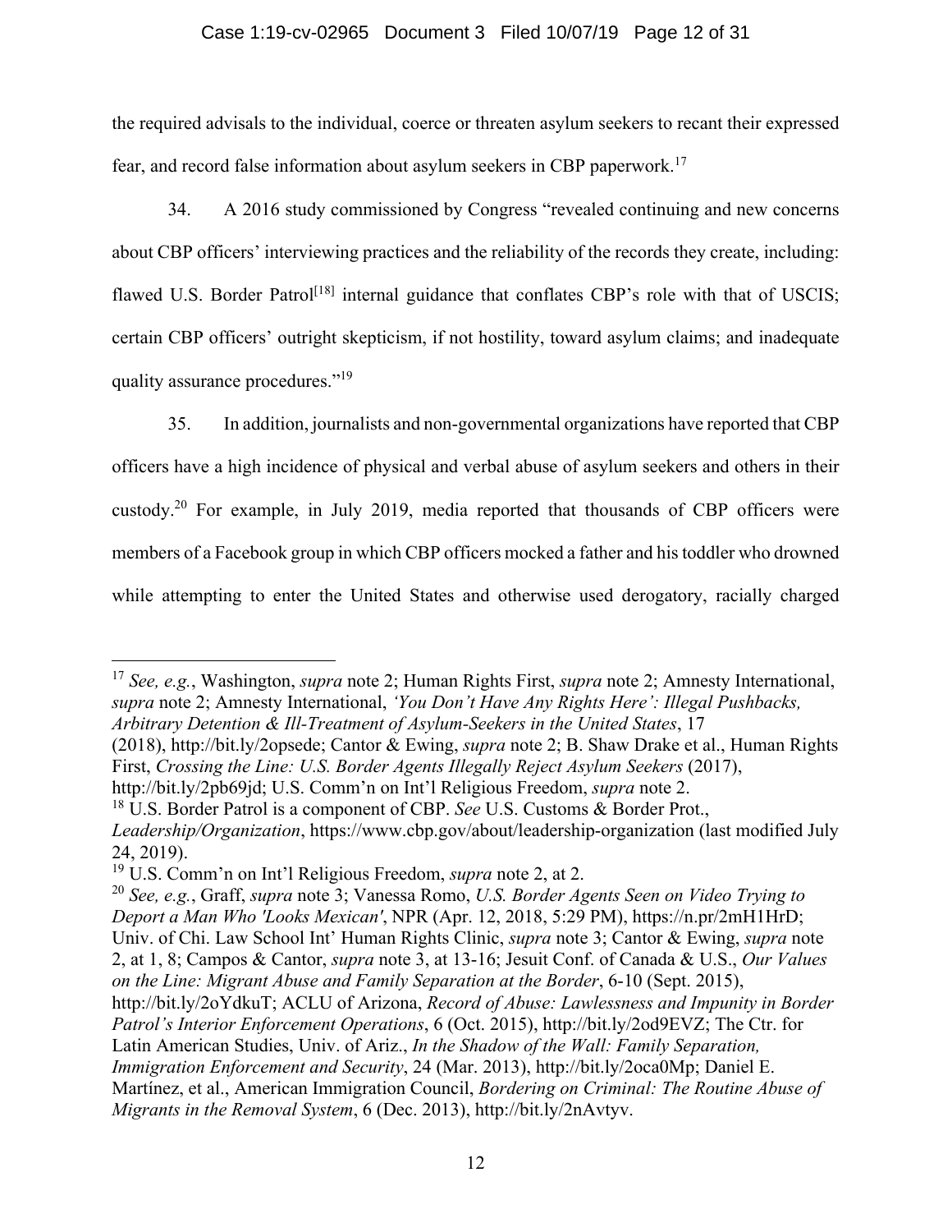the required advisals to the individual, coerce or threaten asylum seekers to recant their expressed fear, and record false information about asylum seekers in CBP paperwork.[17]

34. A 2016 study commissioned by Congress "revealed continuing and new concerns about CBP officers' interviewing practices and the reliability of the records they create, including: flawed U.S. Border Patrol[18] internal guidance that conflates CBP's role with that of USCIS; certain CBP officers' outright skepticism, if not hostility, toward asylum claims; and inadequate quality assurance procedures."[19]

35. In addition, journalists and non-governmental organizations have reported that CBP officers have a high incidence of physical and verbal abuse of asylum seekers and others in their custody.[20] For example, in July 2019, media reported that thousands of CBP officers were members of a Facebook group in which CBP officers mocked a father and his toddler who drowned while attempting to enter the United States and otherwise used derogatory, racially charged

---

[17] *See, e.g.*, Washington, *supra* note 2; Human Rights First, *supra* note 2; Amnesty International, *supra* note 2; Amnesty International, *'You Don't Have Any Rights Here': Illegal Pushbacks, Arbitrary Detention & Ill-Treatment of Asylum-Seekers in the United States*, 17 (2018), http://bit.ly/2opsede; Cantor & Ewing, *supra* note 2; B. Shaw Drake et al., Human Rights First, *Crossing the Line: U.S. Border Agents Illegally Reject Asylum Seekers* (2017), http://bit.ly/2pb69jd; U.S. Comm'n on Int'l Religious Freedom, *supra* note 2.

[18] U.S. Border Patrol is a component of CBP. *See* U.S. Customs & Border Prot., *Leadership/Organization*, https://www.cbp.gov/about/leadership-organization (last modified July 24, 2019).

[19] U.S. Comm'n on Int'l Religious Freedom, *supra* note 2, at 2.

[20] *See, e.g.*, Graff, *supra* note 3; Vanessa Romo, *U.S. Border Agents Seen on Video Trying to Deport a Man Who 'Looks Mexican'*, NPR (Apr. 12, 2018, 5:29 PM), https://n.pr/2mH1HrD; Univ. of Chi. Law School Int' Human Rights Clinic, *supra* note 3; Cantor & Ewing, *supra* note 2, at 1, 8; Campos & Cantor, *supra* note 3, at 13-16; Jesuit Conf. of Canada & U.S., *Our Values on the Line: Migrant Abuse and Family Separation at the Border*, 6-10 (Sept. 2015), http://bit.ly/2oYdkuT; ACLU of Arizona, *Record of Abuse: Lawlessness and Impunity in Border Patrol's Interior Enforcement Operations*, 6 (Oct. 2015), http://bit.ly/2od9EVZ; The Ctr. for Latin American Studies, Univ. of Ariz., *In the Shadow of the Wall: Family Separation, Immigration Enforcement and Security*, 24 (Mar. 2013), http://bit.ly/2oca0Mp; Daniel E. Martínez, et al., American Immigration Council, *Bordering on Criminal: The Routine Abuse of Migrants in the Removal System*, 6 (Dec. 2013), http://bit.ly/2nAvtyv.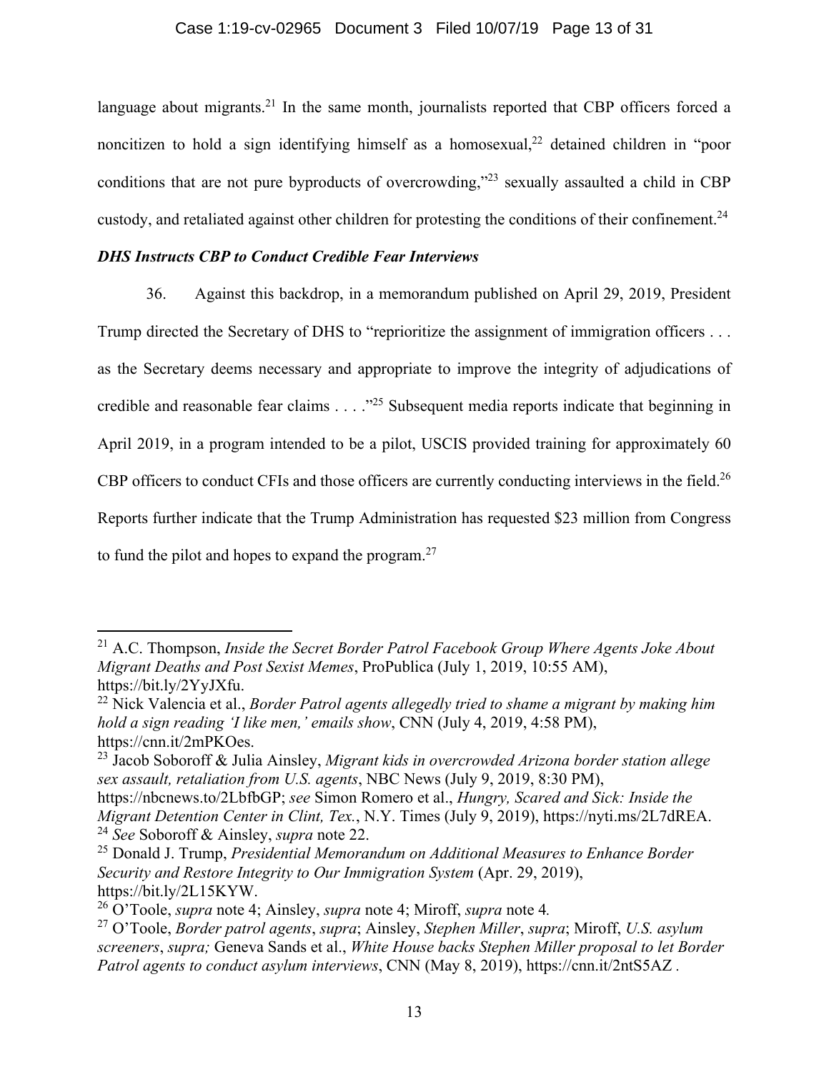language about migrants.[21] In the same month, journalists reported that CBP officers forced a noncitizen to hold a sign identifying himself as a homosexual,[22] detained children in "poor conditions that are not pure byproducts of overcrowding,"[23] sexually assaulted a child in CBP custody, and retaliated against other children for protesting the conditions of their confinement.[24]

***DHS Instructs CBP to Conduct Credible Fear Interviews***

36. Against this backdrop, in a memorandum published on April 29, 2019, President Trump directed the Secretary of DHS to "reprioritize the assignment of immigration officers . . . as the Secretary deems necessary and appropriate to improve the integrity of adjudications of credible and reasonable fear claims . . . ."[25] Subsequent media reports indicate that beginning in April 2019, in a program intended to be a pilot, USCIS provided training for approximately 60 CBP officers to conduct CFIs and those officers are currently conducting interviews in the field.[26] Reports further indicate that the Trump Administration has requested $23 million from Congress to fund the pilot and hopes to expand the program.[27]

---

[21] A.C. Thompson, *Inside the Secret Border Patrol Facebook Group Where Agents Joke About Migrant Deaths and Post Sexist Memes*, ProPublica (July 1, 2019, 10:55 AM), https://bit.ly/2YyJXfu.

[22] Nick Valencia et al., *Border Patrol agents allegedly tried to shame a migrant by making him hold a sign reading 'I like men,' emails show*, CNN (July 4, 2019, 4:58 PM), https://cnn.it/2mPKOes.

[23] Jacob Soboroff & Julia Ainsley, *Migrant kids in overcrowded Arizona border station allege sex assault, retaliation from U.S. agents*, NBC News (July 9, 2019, 8:30 PM), https://nbcnews.to/2LbfbGP; *see* Simon Romero et al., *Hungry, Scared and Sick: Inside the Migrant Detention Center in Clint, Tex.*, N.Y. Times (July 9, 2019), https://nyti.ms/2L7dREA.

[24] *See* Soboroff & Ainsley, *supra* note 22.

[25] Donald J. Trump, *Presidential Memorandum on Additional Measures to Enhance Border Security and Restore Integrity to Our Immigration System* (Apr. 29, 2019), https://bit.ly/2L15KYW.

[26] O'Toole, *supra* note 4; Ainsley, *supra* note 4; Miroff, *supra* note 4.

[27] O'Toole, *Border patrol agents*, *supra*; Ainsley, *Stephen Miller*, *supra*; Miroff, *U.S. asylum screeners*, *supra;* Geneva Sands et al., *White House backs Stephen Miller proposal to let Border Patrol agents to conduct asylum interviews*, CNN (May 8, 2019), https://cnn.it/2ntS5AZ .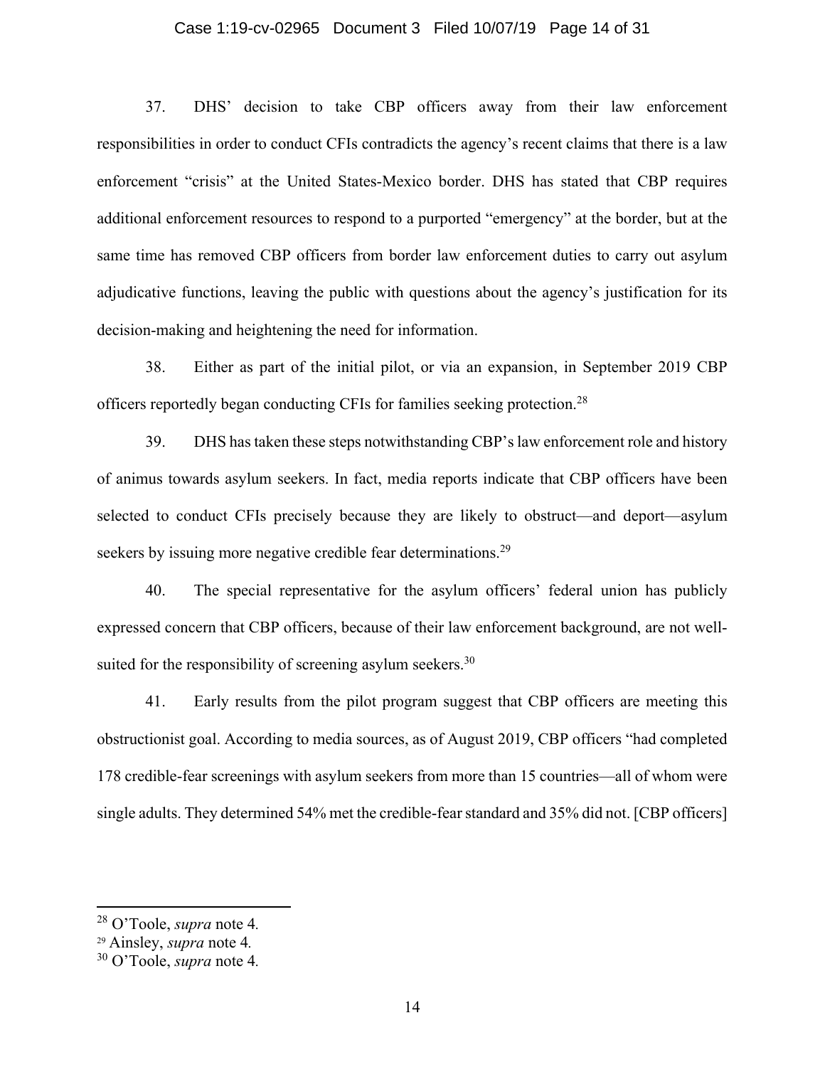37. DHS' decision to take CBP officers away from their law enforcement responsibilities in order to conduct CFIs contradicts the agency's recent claims that there is a law enforcement "crisis" at the United States-Mexico border. DHS has stated that CBP requires additional enforcement resources to respond to a purported "emergency" at the border, but at the same time has removed CBP officers from border law enforcement duties to carry out asylum adjudicative functions, leaving the public with questions about the agency's justification for its decision-making and heightening the need for information.

38. Either as part of the initial pilot, or via an expansion, in September 2019 CBP officers reportedly began conducting CFIs for families seeking protection.[28]

39. DHS has taken these steps notwithstanding CBP's law enforcement role and history of animus towards asylum seekers. In fact, media reports indicate that CBP officers have been selected to conduct CFIs precisely because they are likely to obstruct—and deport—asylum seekers by issuing more negative credible fear determinations.[29]

40. The special representative for the asylum officers' federal union has publicly expressed concern that CBP officers, because of their law enforcement background, are not well-suited for the responsibility of screening asylum seekers.[30]

41. Early results from the pilot program suggest that CBP officers are meeting this obstructionist goal. According to media sources, as of August 2019, CBP officers "had completed 178 credible-fear screenings with asylum seekers from more than 15 countries—all of whom were single adults. They determined 54% met the credible-fear standard and 35% did not. [CBP officers]

---

[28] O'Toole, *supra* note 4.

[29] Ainsley, *supra* note 4.

[30] O'Toole, *supra* note 4.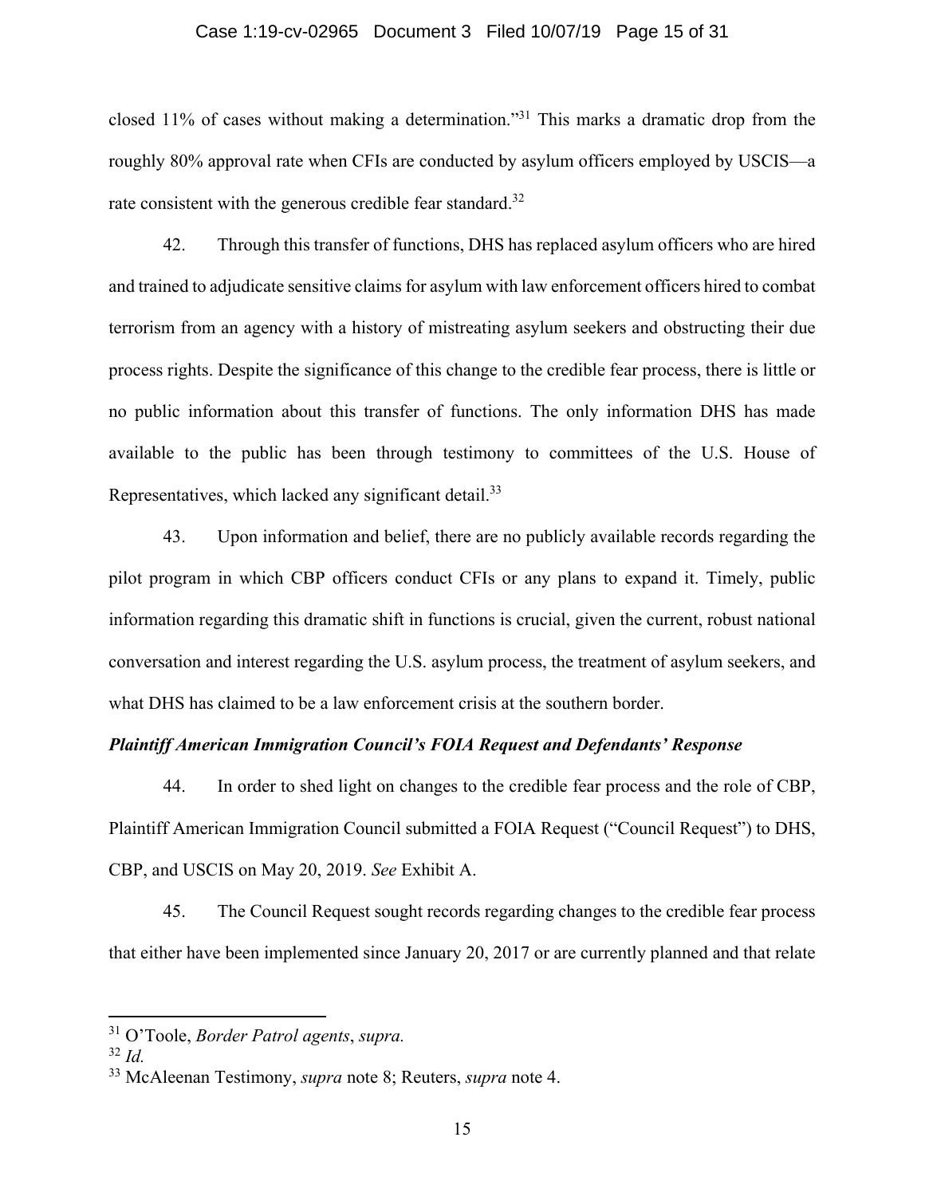closed 11% of cases without making a determination."[31] This marks a dramatic drop from the roughly 80% approval rate when CFIs are conducted by asylum officers employed by USCIS—a rate consistent with the generous credible fear standard.[32]

42. Through this transfer of functions, DHS has replaced asylum officers who are hired and trained to adjudicate sensitive claims for asylum with law enforcement officers hired to combat terrorism from an agency with a history of mistreating asylum seekers and obstructing their due process rights. Despite the significance of this change to the credible fear process, there is little or no public information about this transfer of functions. The only information DHS has made available to the public has been through testimony to committees of the U.S. House of Representatives, which lacked any significant detail.[33]

43. Upon information and belief, there are no publicly available records regarding the pilot program in which CBP officers conduct CFIs or any plans to expand it. Timely, public information regarding this dramatic shift in functions is crucial, given the current, robust national conversation and interest regarding the U.S. asylum process, the treatment of asylum seekers, and what DHS has claimed to be a law enforcement crisis at the southern border.

***Plaintiff American Immigration Council's FOIA Request and Defendants' Response***

44. In order to shed light on changes to the credible fear process and the role of CBP, Plaintiff American Immigration Council submitted a FOIA Request ("Council Request") to DHS, CBP, and USCIS on May 20, 2019. *See* Exhibit A.

45. The Council Request sought records regarding changes to the credible fear process that either have been implemented since January 20, 2017 or are currently planned and that relate

---

[31] O'Toole, *Border Patrol agents*, *supra.*

[32] *Id.*

[33] McAleenan Testimony, *supra* note 8; Reuters, *supra* note 4.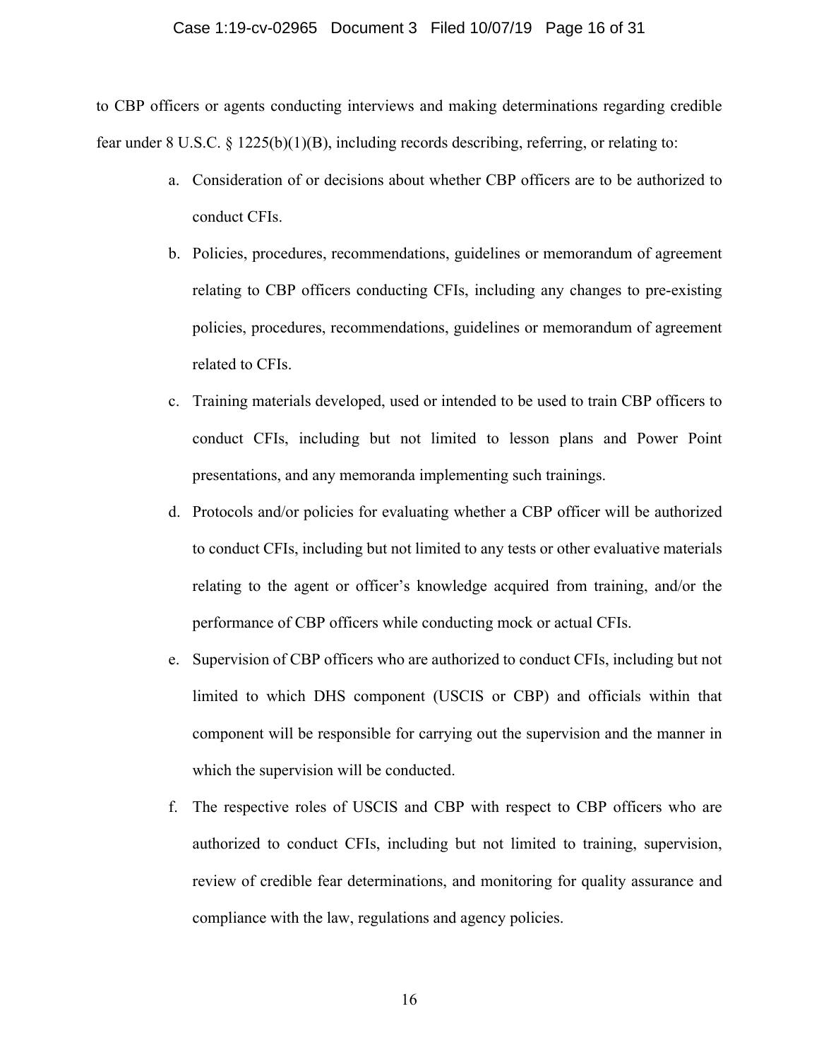to CBP officers or agents conducting interviews and making determinations regarding credible fear under 8 U.S.C. § 1225(b)(1)(B), including records describing, referring, or relating to:

a. Consideration of or decisions about whether CBP officers are to be authorized to conduct CFIs.

b. Policies, procedures, recommendations, guidelines or memorandum of agreement relating to CBP officers conducting CFIs, including any changes to pre-existing policies, procedures, recommendations, guidelines or memorandum of agreement related to CFIs.

c. Training materials developed, used or intended to be used to train CBP officers to conduct CFIs, including but not limited to lesson plans and Power Point presentations, and any memoranda implementing such trainings.

d. Protocols and/or policies for evaluating whether a CBP officer will be authorized to conduct CFIs, including but not limited to any tests or other evaluative materials relating to the agent or officer's knowledge acquired from training, and/or the performance of CBP officers while conducting mock or actual CFIs.

e. Supervision of CBP officers who are authorized to conduct CFIs, including but not limited to which DHS component (USCIS or CBP) and officials within that component will be responsible for carrying out the supervision and the manner in which the supervision will be conducted.

f. The respective roles of USCIS and CBP with respect to CBP officers who are authorized to conduct CFIs, including but not limited to training, supervision, review of credible fear determinations, and monitoring for quality assurance and compliance with the law, regulations and agency policies.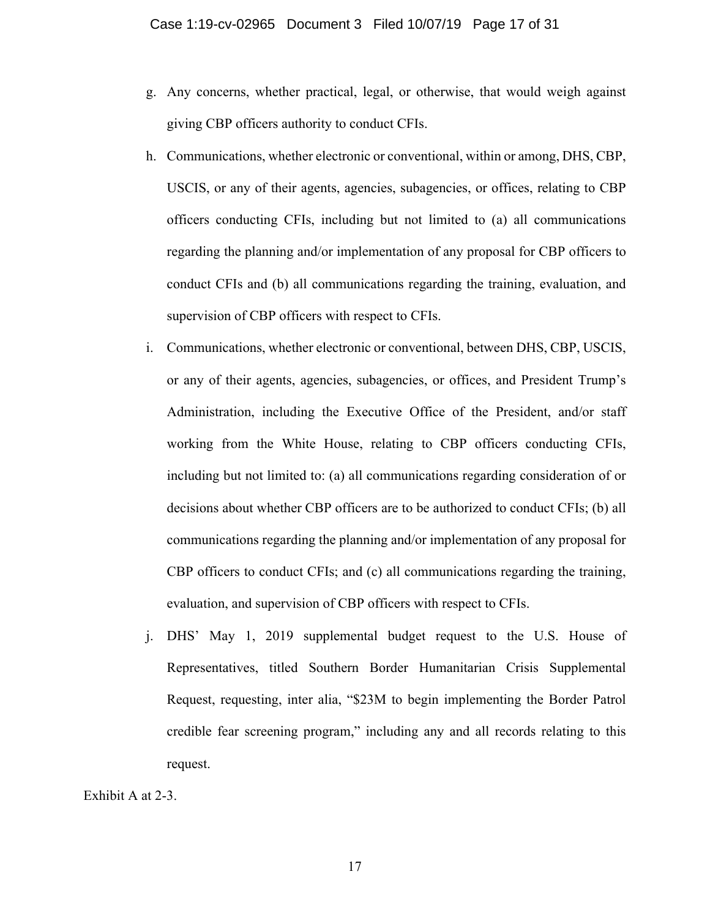g. Any concerns, whether practical, legal, or otherwise, that would weigh against giving CBP officers authority to conduct CFIs.

h. Communications, whether electronic or conventional, within or among, DHS, CBP, USCIS, or any of their agents, agencies, subagencies, or offices, relating to CBP officers conducting CFIs, including but not limited to (a) all communications regarding the planning and/or implementation of any proposal for CBP officers to conduct CFIs and (b) all communications regarding the training, evaluation, and supervision of CBP officers with respect to CFIs.

i. Communications, whether electronic or conventional, between DHS, CBP, USCIS, or any of their agents, agencies, subagencies, or offices, and President Trump's Administration, including the Executive Office of the President, and/or staff working from the White House, relating to CBP officers conducting CFIs, including but not limited to: (a) all communications regarding consideration of or decisions about whether CBP officers are to be authorized to conduct CFIs; (b) all communications regarding the planning and/or implementation of any proposal for CBP officers to conduct CFIs; and (c) all communications regarding the training, evaluation, and supervision of CBP officers with respect to CFIs.

j. DHS' May 1, 2019 supplemental budget request to the U.S. House of Representatives, titled Southern Border Humanitarian Crisis Supplemental Request, requesting, inter alia, "$23M to begin implementing the Border Patrol credible fear screening program," including any and all records relating to this request.

Exhibit A at 2-3.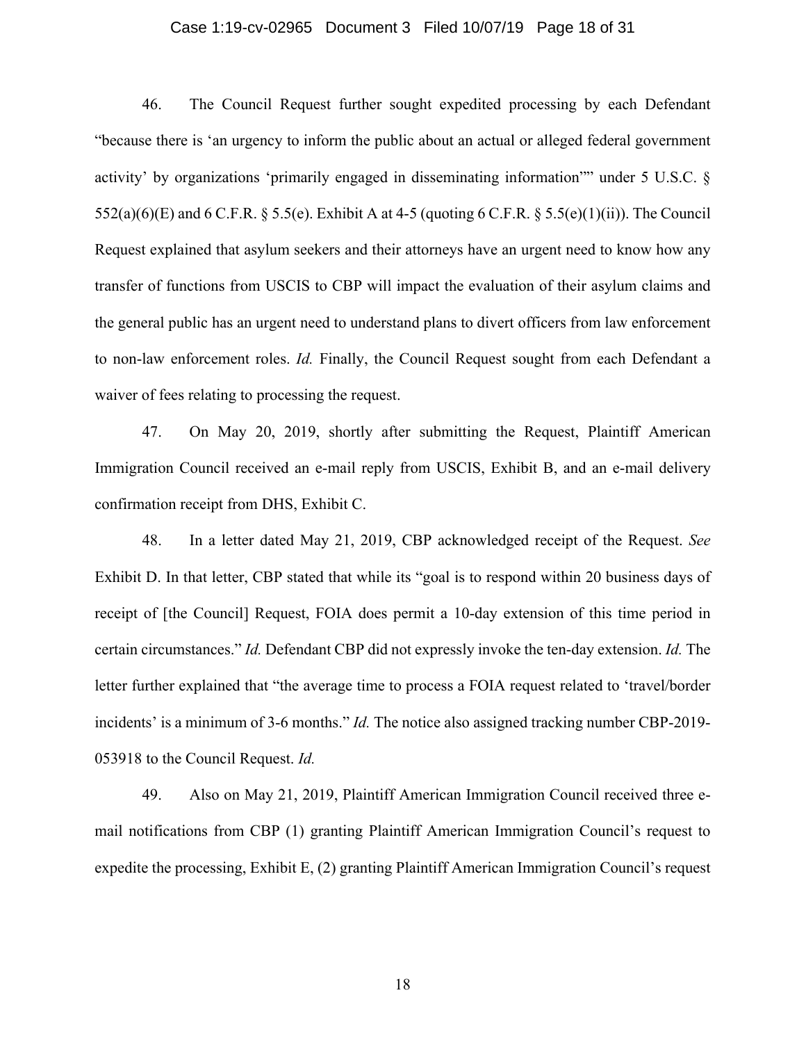46. The Council Request further sought expedited processing by each Defendant "because there is 'an urgency to inform the public about an actual or alleged federal government activity' by organizations 'primarily engaged in disseminating information''" under 5 U.S.C. § 552(a)(6)(E) and 6 C.F.R. § 5.5(e). Exhibit A at 4-5 (quoting 6 C.F.R. § 5.5(e)(1)(ii)). The Council Request explained that asylum seekers and their attorneys have an urgent need to know how any transfer of functions from USCIS to CBP will impact the evaluation of their asylum claims and the general public has an urgent need to understand plans to divert officers from law enforcement to non-law enforcement roles. *Id.* Finally, the Council Request sought from each Defendant a waiver of fees relating to processing the request.

47. On May 20, 2019, shortly after submitting the Request, Plaintiff American Immigration Council received an e-mail reply from USCIS, Exhibit B, and an e-mail delivery confirmation receipt from DHS, Exhibit C.

48. In a letter dated May 21, 2019, CBP acknowledged receipt of the Request. *See* Exhibit D. In that letter, CBP stated that while its "goal is to respond within 20 business days of receipt of [the Council] Request, FOIA does permit a 10-day extension of this time period in certain circumstances." *Id.* Defendant CBP did not expressly invoke the ten-day extension. *Id.* The letter further explained that "the average time to process a FOIA request related to 'travel/border incidents' is a minimum of 3-6 months." *Id.* The notice also assigned tracking number CBP-2019-053918 to the Council Request. *Id.*

49. Also on May 21, 2019, Plaintiff American Immigration Council received three e-mail notifications from CBP (1) granting Plaintiff American Immigration Council's request to expedite the processing, Exhibit E, (2) granting Plaintiff American Immigration Council's request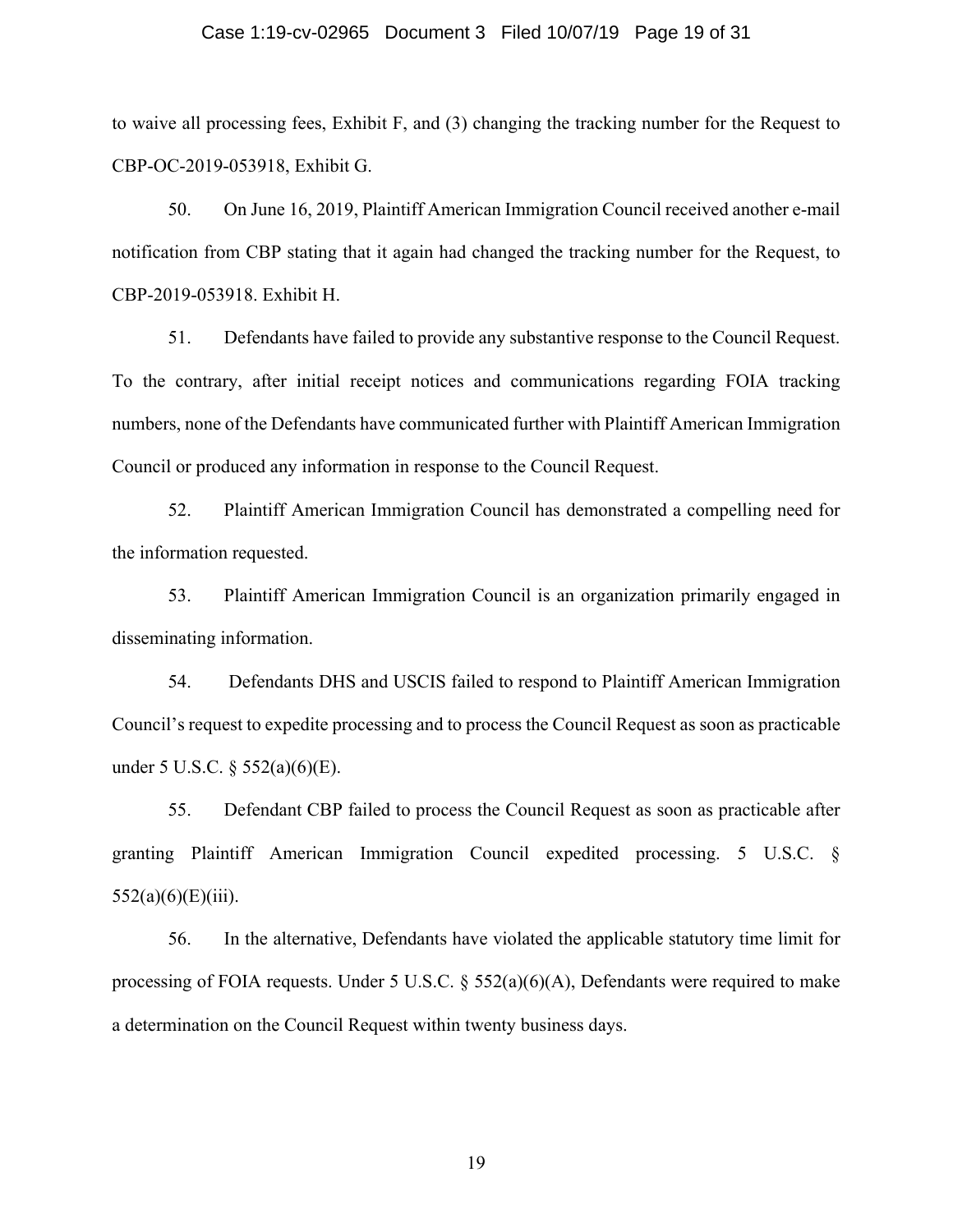to waive all processing fees, Exhibit F, and (3) changing the tracking number for the Request to CBP-OC-2019-053918, Exhibit G.

50. On June 16, 2019, Plaintiff American Immigration Council received another e-mail notification from CBP stating that it again had changed the tracking number for the Request, to CBP-2019-053918. Exhibit H.

51. Defendants have failed to provide any substantive response to the Council Request. To the contrary, after initial receipt notices and communications regarding FOIA tracking numbers, none of the Defendants have communicated further with Plaintiff American Immigration Council or produced any information in response to the Council Request.

52. Plaintiff American Immigration Council has demonstrated a compelling need for the information requested.

53. Plaintiff American Immigration Council is an organization primarily engaged in disseminating information.

54. Defendants DHS and USCIS failed to respond to Plaintiff American Immigration Council's request to expedite processing and to process the Council Request as soon as practicable under 5 U.S.C. § 552(a)(6)(E).

55. Defendant CBP failed to process the Council Request as soon as practicable after granting Plaintiff American Immigration Council expedited processing. 5 U.S.C. § 552(a)(6)(E)(iii).

56. In the alternative, Defendants have violated the applicable statutory time limit for processing of FOIA requests. Under 5 U.S.C. § 552(a)(6)(A), Defendants were required to make a determination on the Council Request within twenty business days.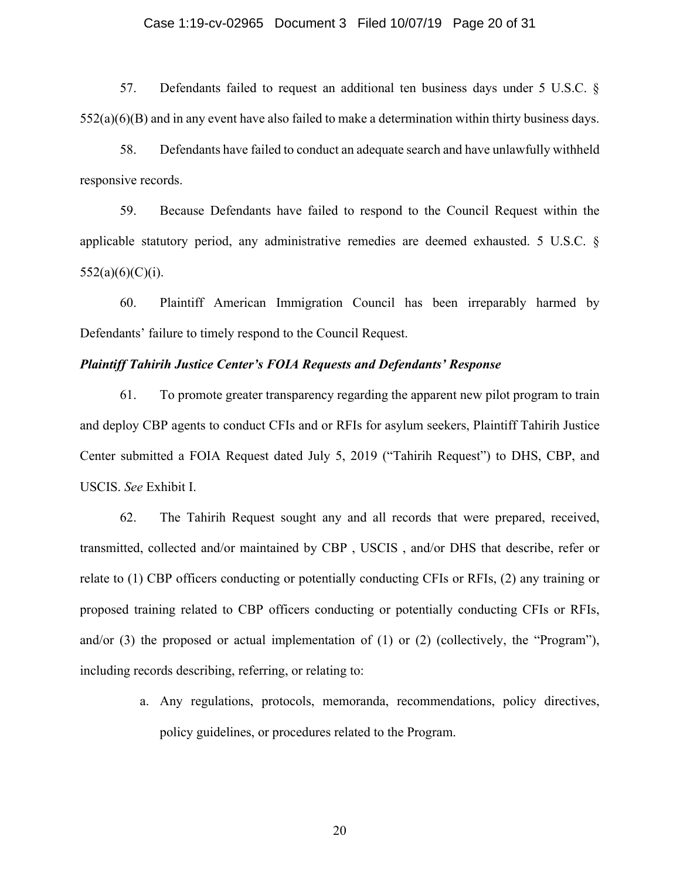57. Defendants failed to request an additional ten business days under 5 U.S.C. § 552(a)(6)(B) and in any event have also failed to make a determination within thirty business days.

58. Defendants have failed to conduct an adequate search and have unlawfully withheld responsive records.

59. Because Defendants have failed to respond to the Council Request within the applicable statutory period, any administrative remedies are deemed exhausted. 5 U.S.C. § 552(a)(6)(C)(i).

60. Plaintiff American Immigration Council has been irreparably harmed by Defendants' failure to timely respond to the Council Request.

***Plaintiff Tahirih Justice Center's FOIA Requests and Defendants' Response***

61. To promote greater transparency regarding the apparent new pilot program to train and deploy CBP agents to conduct CFIs and or RFIs for asylum seekers, Plaintiff Tahirih Justice Center submitted a FOIA Request dated July 5, 2019 ("Tahirih Request") to DHS, CBP, and USCIS. *See* Exhibit I.

62. The Tahirih Request sought any and all records that were prepared, received, transmitted, collected and/or maintained by CBP , USCIS , and/or DHS that describe, refer or relate to (1) CBP officers conducting or potentially conducting CFIs or RFIs, (2) any training or proposed training related to CBP officers conducting or potentially conducting CFIs or RFIs, and/or (3) the proposed or actual implementation of (1) or (2) (collectively, the "Program"), including records describing, referring, or relating to:

a. Any regulations, protocols, memoranda, recommendations, policy directives, policy guidelines, or procedures related to the Program.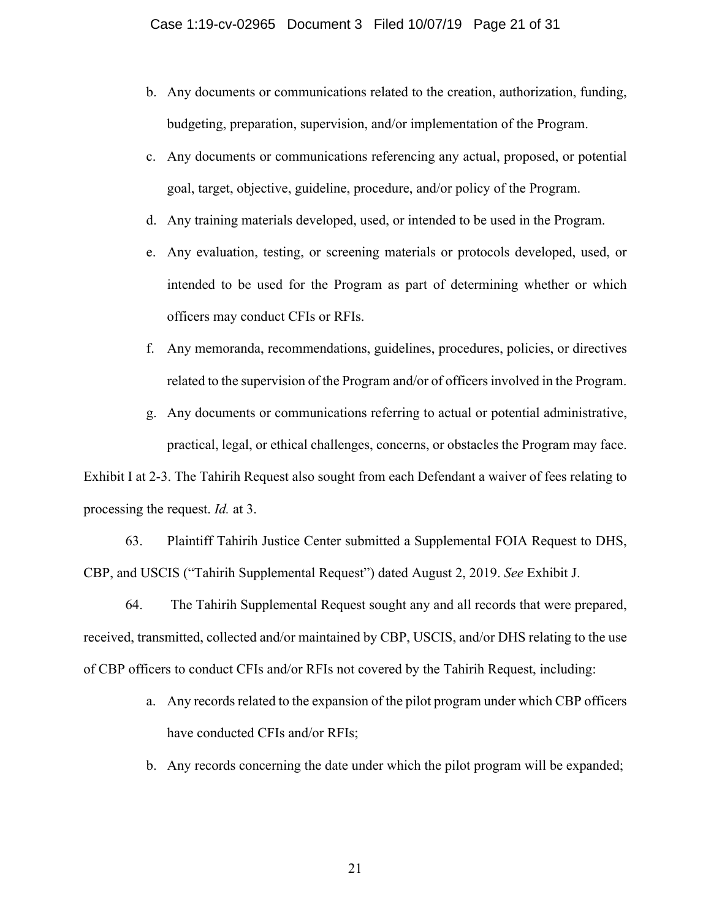b. Any documents or communications related to the creation, authorization, funding, budgeting, preparation, supervision, and/or implementation of the Program.

c. Any documents or communications referencing any actual, proposed, or potential goal, target, objective, guideline, procedure, and/or policy of the Program.

d. Any training materials developed, used, or intended to be used in the Program.

e. Any evaluation, testing, or screening materials or protocols developed, used, or intended to be used for the Program as part of determining whether or which officers may conduct CFIs or RFIs.

f. Any memoranda, recommendations, guidelines, procedures, policies, or directives related to the supervision of the Program and/or of officers involved in the Program.

g. Any documents or communications referring to actual or potential administrative, practical, legal, or ethical challenges, concerns, or obstacles the Program may face.

Exhibit I at 2-3. The Tahirih Request also sought from each Defendant a waiver of fees relating to processing the request. *Id.* at 3.

63. Plaintiff Tahirih Justice Center submitted a Supplemental FOIA Request to DHS, CBP, and USCIS ("Tahirih Supplemental Request") dated August 2, 2019. *See* Exhibit J.

64. The Tahirih Supplemental Request sought any and all records that were prepared, received, transmitted, collected and/or maintained by CBP, USCIS, and/or DHS relating to the use of CBP officers to conduct CFIs and/or RFIs not covered by the Tahirih Request, including:

a. Any records related to the expansion of the pilot program under which CBP officers have conducted CFIs and/or RFIs;

b. Any records concerning the date under which the pilot program will be expanded;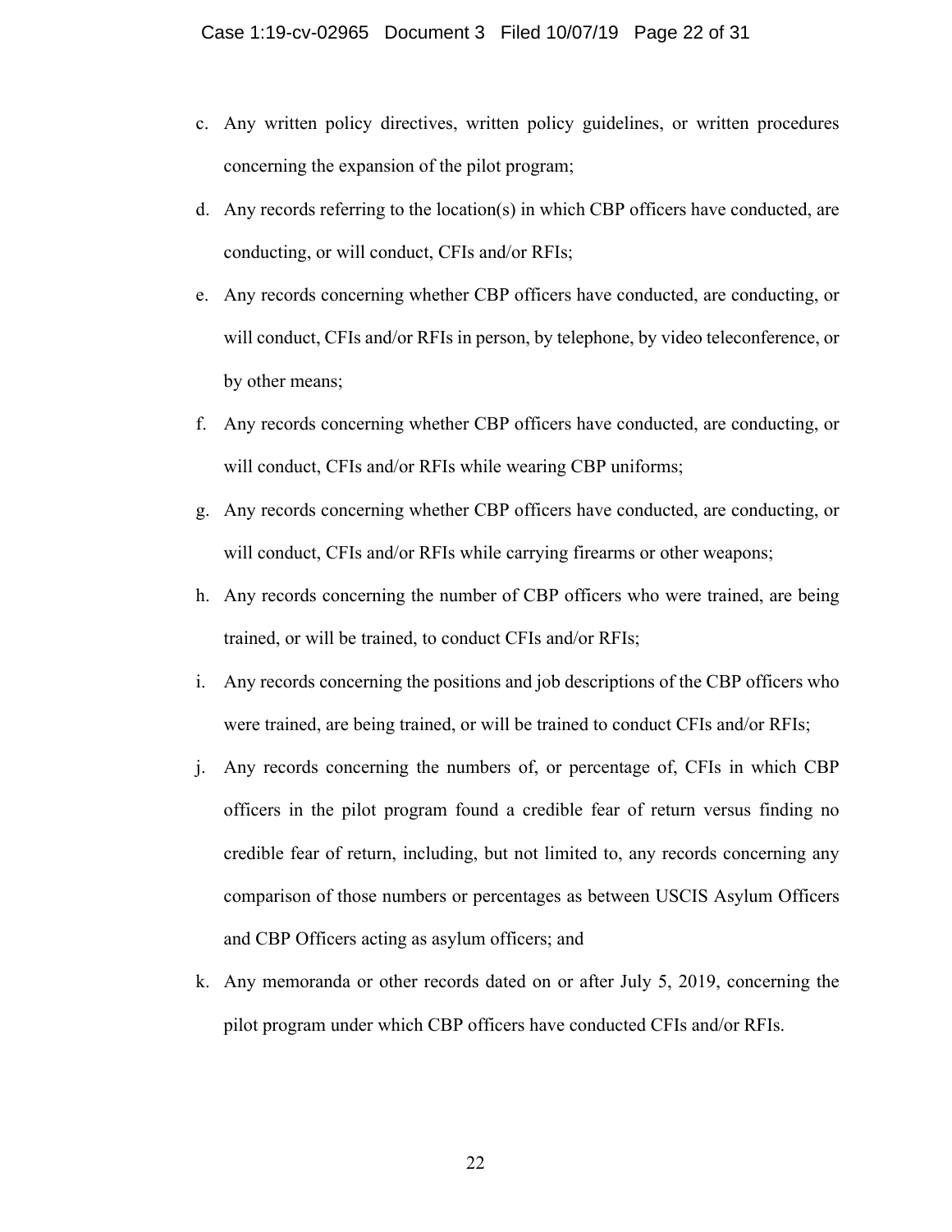c. Any written policy directives, written policy guidelines, or written procedures concerning the expansion of the pilot program;

d. Any records referring to the location(s) in which CBP officers have conducted, are conducting, or will conduct, CFIs and/or RFIs;

e. Any records concerning whether CBP officers have conducted, are conducting, or will conduct, CFIs and/or RFIs in person, by telephone, by video teleconference, or by other means;

f. Any records concerning whether CBP officers have conducted, are conducting, or will conduct, CFIs and/or RFIs while wearing CBP uniforms;

g. Any records concerning whether CBP officers have conducted, are conducting, or will conduct, CFIs and/or RFIs while carrying firearms or other weapons;

h. Any records concerning the number of CBP officers who were trained, are being trained, or will be trained, to conduct CFIs and/or RFIs;

i. Any records concerning the positions and job descriptions of the CBP officers who were trained, are being trained, or will be trained to conduct CFIs and/or RFIs;

j. Any records concerning the numbers of, or percentage of, CFIs in which CBP officers in the pilot program found a credible fear of return versus finding no credible fear of return, including, but not limited to, any records concerning any comparison of those numbers or percentages as between USCIS Asylum Officers and CBP Officers acting as asylum officers; and

k. Any memoranda or other records dated on or after July 5, 2019, concerning the pilot program under which CBP officers have conducted CFIs and/or RFIs.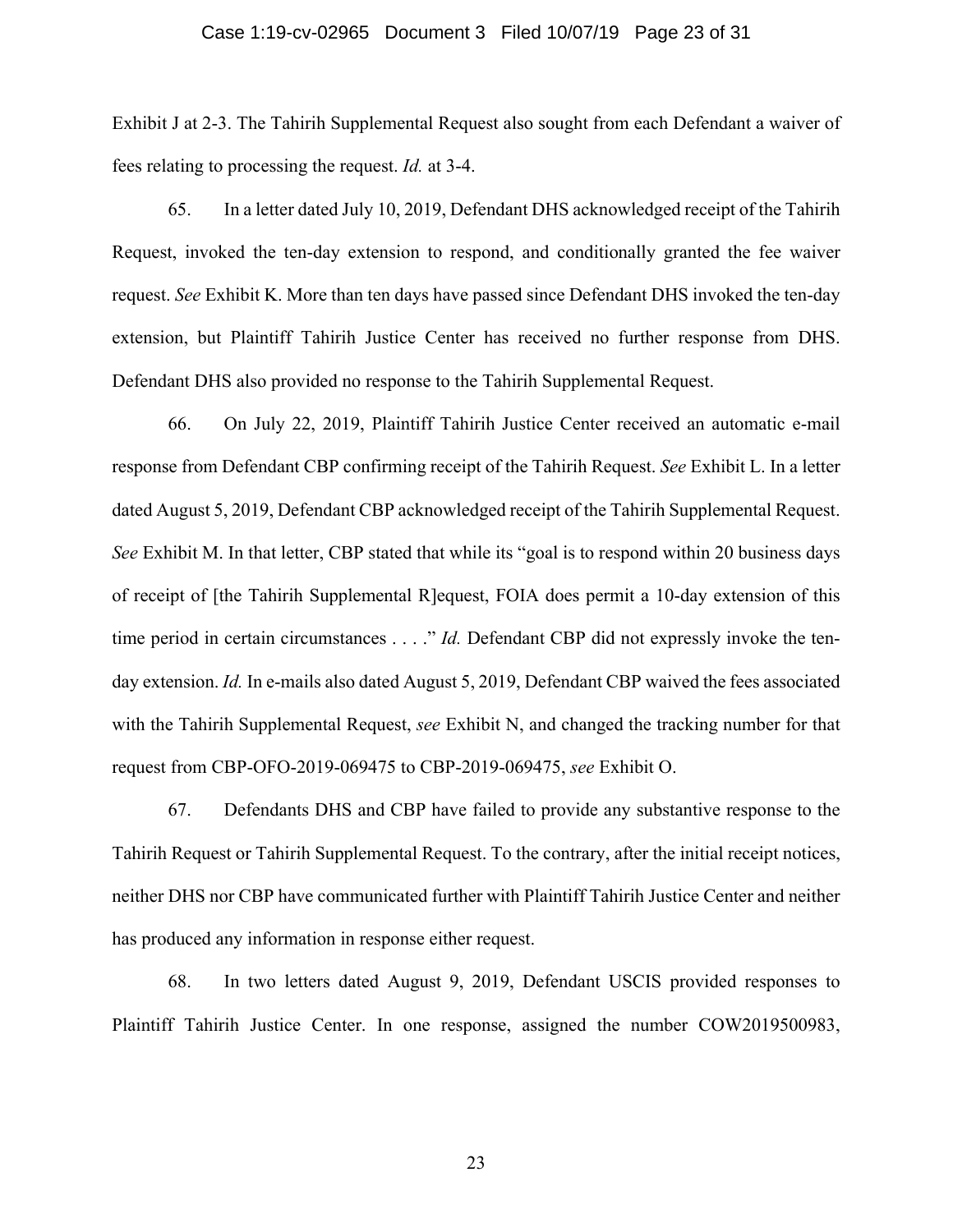Exhibit J at 2-3. The Tahirih Supplemental Request also sought from each Defendant a waiver of fees relating to processing the request. *Id.* at 3-4.

65. In a letter dated July 10, 2019, Defendant DHS acknowledged receipt of the Tahirih Request, invoked the ten-day extension to respond, and conditionally granted the fee waiver request. *See* Exhibit K. More than ten days have passed since Defendant DHS invoked the ten-day extension, but Plaintiff Tahirih Justice Center has received no further response from DHS. Defendant DHS also provided no response to the Tahirih Supplemental Request.

66. On July 22, 2019, Plaintiff Tahirih Justice Center received an automatic e-mail response from Defendant CBP confirming receipt of the Tahirih Request. *See* Exhibit L. In a letter dated August 5, 2019, Defendant CBP acknowledged receipt of the Tahirih Supplemental Request. *See* Exhibit M. In that letter, CBP stated that while its "goal is to respond within 20 business days of receipt of [the Tahirih Supplemental R]equest, FOIA does permit a 10-day extension of this time period in certain circumstances . . . ." *Id.* Defendant CBP did not expressly invoke the ten-day extension. *Id.* In e-mails also dated August 5, 2019, Defendant CBP waived the fees associated with the Tahirih Supplemental Request, *see* Exhibit N, and changed the tracking number for that request from CBP-OFO-2019-069475 to CBP-2019-069475, *see* Exhibit O.

67. Defendants DHS and CBP have failed to provide any substantive response to the Tahirih Request or Tahirih Supplemental Request. To the contrary, after the initial receipt notices, neither DHS nor CBP have communicated further with Plaintiff Tahirih Justice Center and neither has produced any information in response either request.

68. In two letters dated August 9, 2019, Defendant USCIS provided responses to Plaintiff Tahirih Justice Center. In one response, assigned the number COW2019500983,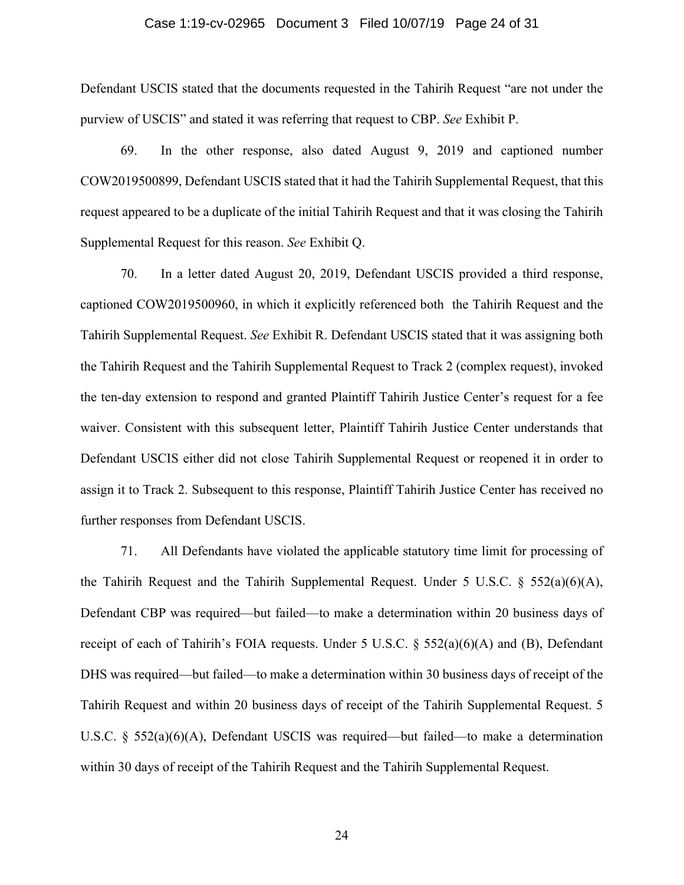Defendant USCIS stated that the documents requested in the Tahirih Request "are not under the purview of USCIS" and stated it was referring that request to CBP. *See* Exhibit P.

69. In the other response, also dated August 9, 2019 and captioned number COW2019500899, Defendant USCIS stated that it had the Tahirih Supplemental Request, that this request appeared to be a duplicate of the initial Tahirih Request and that it was closing the Tahirih Supplemental Request for this reason. *See* Exhibit Q.

70. In a letter dated August 20, 2019, Defendant USCIS provided a third response, captioned COW2019500960, in which it explicitly referenced both the Tahirih Request and the Tahirih Supplemental Request. *See* Exhibit R. Defendant USCIS stated that it was assigning both the Tahirih Request and the Tahirih Supplemental Request to Track 2 (complex request), invoked the ten-day extension to respond and granted Plaintiff Tahirih Justice Center's request for a fee waiver. Consistent with this subsequent letter, Plaintiff Tahirih Justice Center understands that Defendant USCIS either did not close Tahirih Supplemental Request or reopened it in order to assign it to Track 2. Subsequent to this response, Plaintiff Tahirih Justice Center has received no further responses from Defendant USCIS.

71. All Defendants have violated the applicable statutory time limit for processing of the Tahirih Request and the Tahirih Supplemental Request. Under 5 U.S.C. § 552(a)(6)(A), Defendant CBP was required—but failed—to make a determination within 20 business days of receipt of each of Tahirih's FOIA requests. Under 5 U.S.C. § 552(a)(6)(A) and (B), Defendant DHS was required—but failed—to make a determination within 30 business days of receipt of the Tahirih Request and within 20 business days of receipt of the Tahirih Supplemental Request. 5 U.S.C. § 552(a)(6)(A), Defendant USCIS was required—but failed—to make a determination within 30 days of receipt of the Tahirih Request and the Tahirih Supplemental Request.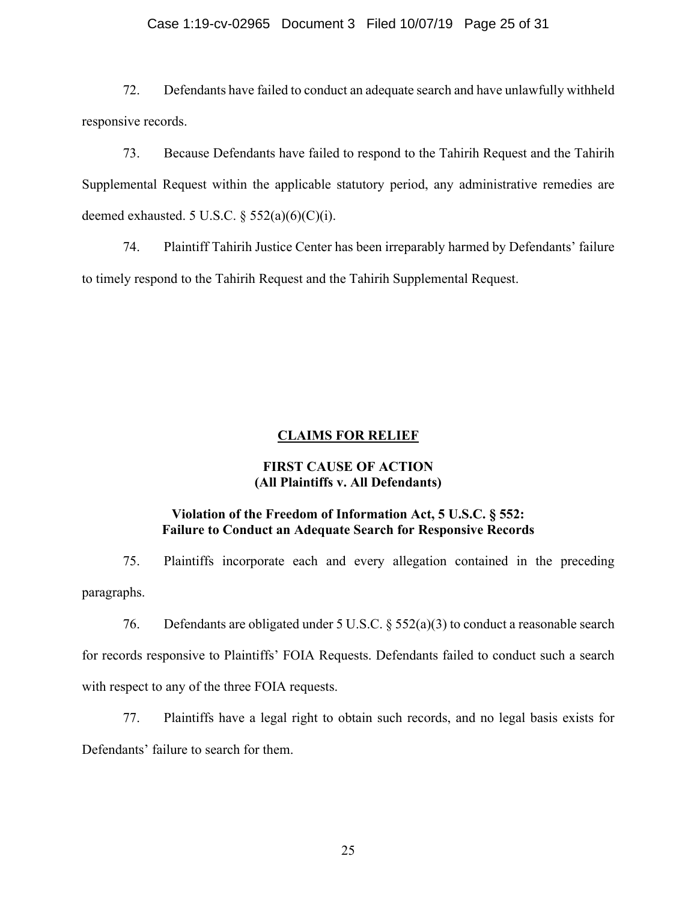72. Defendants have failed to conduct an adequate search and have unlawfully withheld responsive records.

73. Because Defendants have failed to respond to the Tahirih Request and the Tahirih Supplemental Request within the applicable statutory period, any administrative remedies are deemed exhausted. 5 U.S.C. § 552(a)(6)(C)(i).

74. Plaintiff Tahirih Justice Center has been irreparably harmed by Defendants' failure to timely respond to the Tahirih Request and the Tahirih Supplemental Request.

## CLAIMS FOR RELIEF

### FIRST CAUSE OF ACTION
### (All Plaintiffs v. All Defendants)

### Violation of the Freedom of Information Act, 5 U.S.C. § 552: Failure to Conduct an Adequate Search for Responsive Records

75. Plaintiffs incorporate each and every allegation contained in the preceding paragraphs.

76. Defendants are obligated under 5 U.S.C. § 552(a)(3) to conduct a reasonable search for records responsive to Plaintiffs' FOIA Requests. Defendants failed to conduct such a search with respect to any of the three FOIA requests.

77. Plaintiffs have a legal right to obtain such records, and no legal basis exists for Defendants' failure to search for them.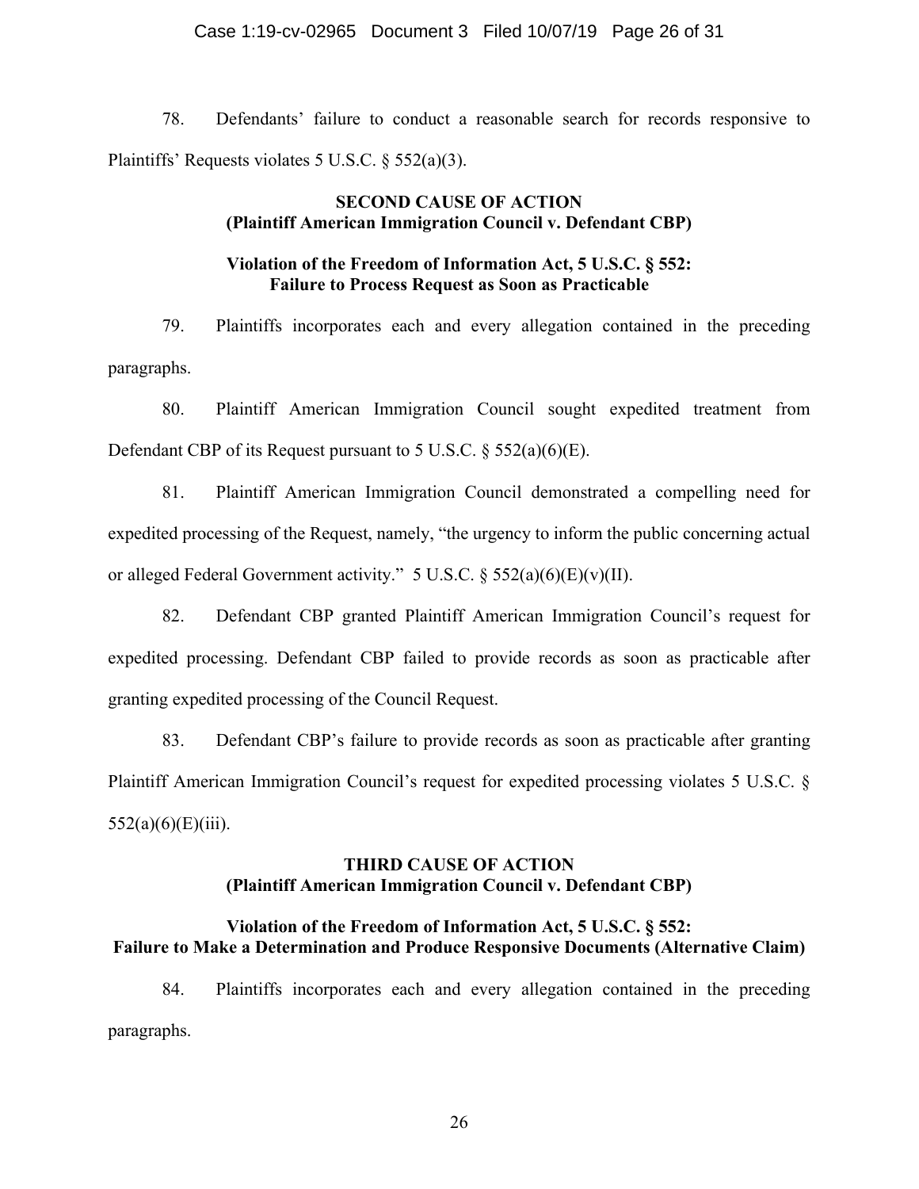78. Defendants' failure to conduct a reasonable search for records responsive to Plaintiffs' Requests violates 5 U.S.C. § 552(a)(3).

**SECOND CAUSE OF ACTION**
**(Plaintiff American Immigration Council v. Defendant CBP)**

**Violation of the Freedom of Information Act, 5 U.S.C. § 552:**
**Failure to Process Request as Soon as Practicable**

79. Plaintiffs incorporates each and every allegation contained in the preceding paragraphs.

80. Plaintiff American Immigration Council sought expedited treatment from Defendant CBP of its Request pursuant to 5 U.S.C. § 552(a)(6)(E).

81. Plaintiff American Immigration Council demonstrated a compelling need for expedited processing of the Request, namely, "the urgency to inform the public concerning actual or alleged Federal Government activity." 5 U.S.C. § 552(a)(6)(E)(v)(II).

82. Defendant CBP granted Plaintiff American Immigration Council's request for expedited processing. Defendant CBP failed to provide records as soon as practicable after granting expedited processing of the Council Request.

83. Defendant CBP's failure to provide records as soon as practicable after granting Plaintiff American Immigration Council's request for expedited processing violates 5 U.S.C. § 552(a)(6)(E)(iii).

**THIRD CAUSE OF ACTION**
**(Plaintiff American Immigration Council v. Defendant CBP)**

**Violation of the Freedom of Information Act, 5 U.S.C. § 552:**
**Failure to Make a Determination and Produce Responsive Documents (Alternative Claim)**

84. Plaintiffs incorporates each and every allegation contained in the preceding paragraphs.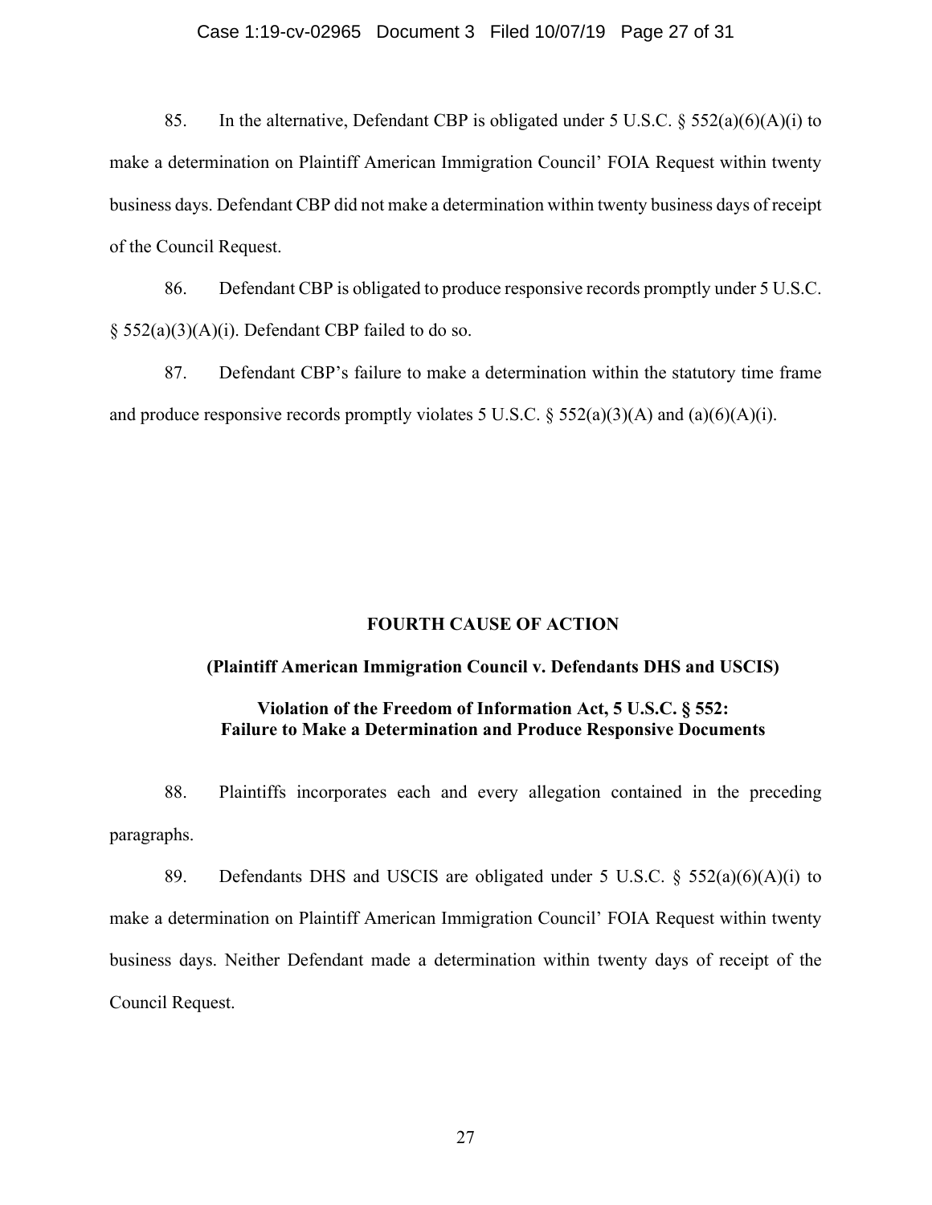85. In the alternative, Defendant CBP is obligated under 5 U.S.C. § 552(a)(6)(A)(i) to make a determination on Plaintiff American Immigration Council' FOIA Request within twenty business days. Defendant CBP did not make a determination within twenty business days of receipt of the Council Request.

86. Defendant CBP is obligated to produce responsive records promptly under 5 U.S.C. § 552(a)(3)(A)(i). Defendant CBP failed to do so.

87. Defendant CBP's failure to make a determination within the statutory time frame and produce responsive records promptly violates 5 U.S.C. § 552(a)(3)(A) and (a)(6)(A)(i).

**FOURTH CAUSE OF ACTION**

**(Plaintiff American Immigration Council v. Defendants DHS and USCIS)**

**Violation of the Freedom of Information Act, 5 U.S.C. § 552: Failure to Make a Determination and Produce Responsive Documents**

88. Plaintiffs incorporates each and every allegation contained in the preceding paragraphs.

89. Defendants DHS and USCIS are obligated under 5 U.S.C. § 552(a)(6)(A)(i) to make a determination on Plaintiff American Immigration Council' FOIA Request within twenty business days. Neither Defendant made a determination within twenty days of receipt of the Council Request.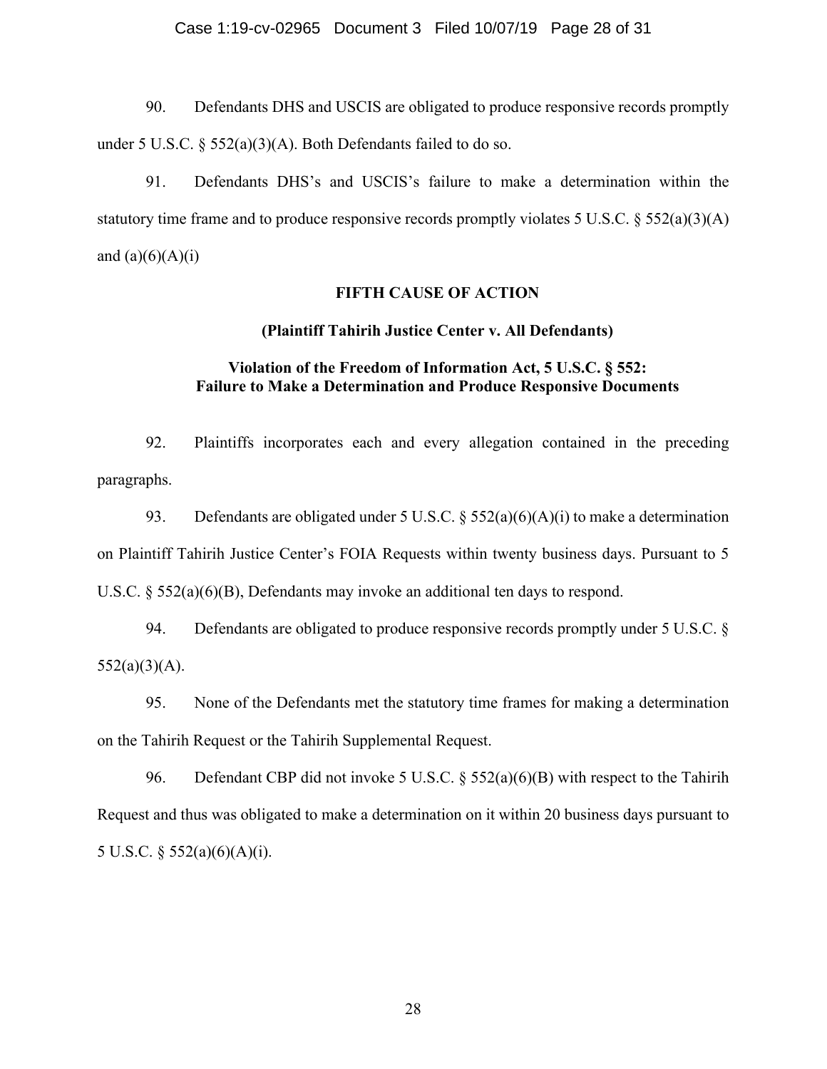90. Defendants DHS and USCIS are obligated to produce responsive records promptly under 5 U.S.C. § 552(a)(3)(A). Both Defendants failed to do so.

91. Defendants DHS's and USCIS's failure to make a determination within the statutory time frame and to produce responsive records promptly violates 5 U.S.C. § 552(a)(3)(A) and (a)(6)(A)(i)

**FIFTH CAUSE OF ACTION**

**(Plaintiff Tahirih Justice Center v. All Defendants)**

**Violation of the Freedom of Information Act, 5 U.S.C. § 552: Failure to Make a Determination and Produce Responsive Documents**

92. Plaintiffs incorporates each and every allegation contained in the preceding paragraphs.

93. Defendants are obligated under 5 U.S.C. § 552(a)(6)(A)(i) to make a determination on Plaintiff Tahirih Justice Center's FOIA Requests within twenty business days. Pursuant to 5 U.S.C. § 552(a)(6)(B), Defendants may invoke an additional ten days to respond.

94. Defendants are obligated to produce responsive records promptly under 5 U.S.C. § 552(a)(3)(A).

95. None of the Defendants met the statutory time frames for making a determination on the Tahirih Request or the Tahirih Supplemental Request.

96. Defendant CBP did not invoke 5 U.S.C. § 552(a)(6)(B) with respect to the Tahirih Request and thus was obligated to make a determination on it within 20 business days pursuant to 5 U.S.C. § 552(a)(6)(A)(i).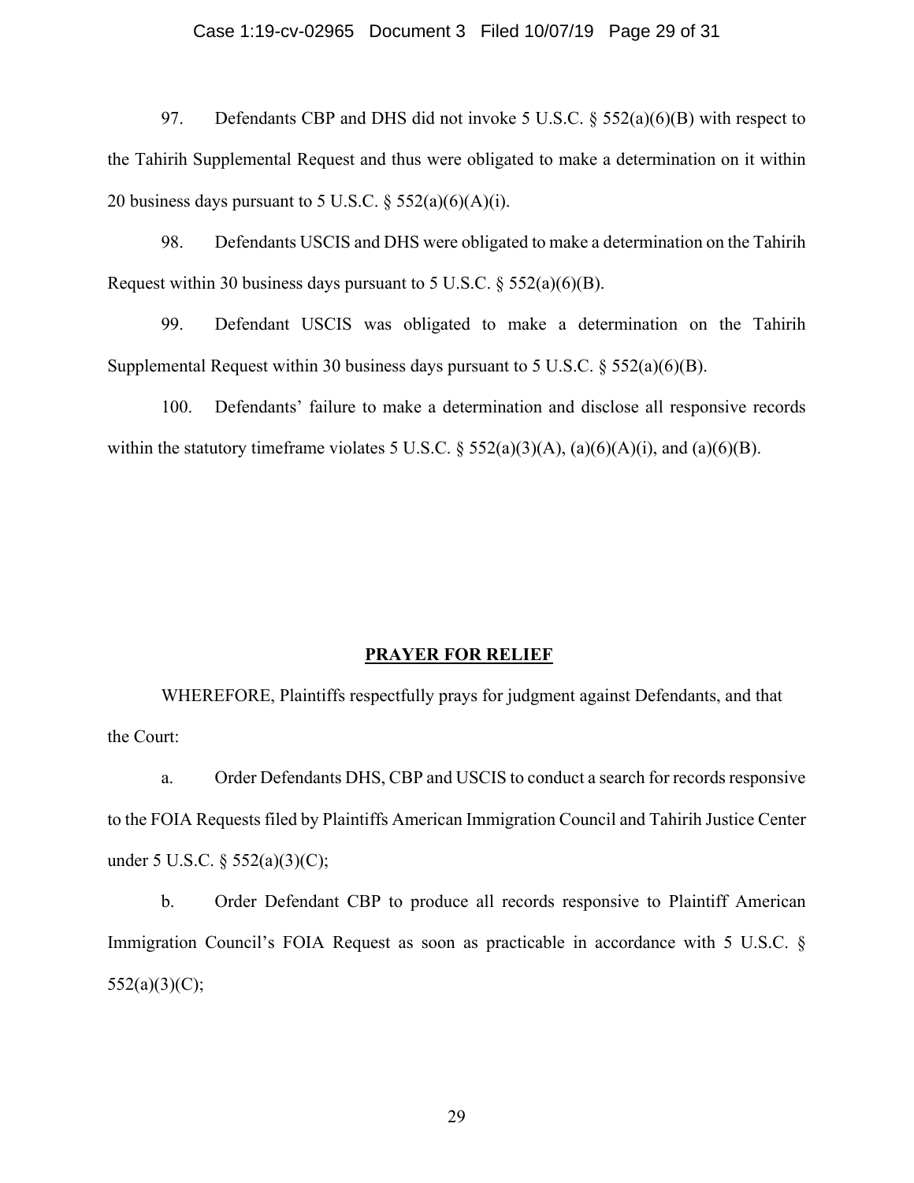97. Defendants CBP and DHS did not invoke 5 U.S.C. § 552(a)(6)(B) with respect to the Tahirih Supplemental Request and thus were obligated to make a determination on it within 20 business days pursuant to 5 U.S.C. § 552(a)(6)(A)(i).

98. Defendants USCIS and DHS were obligated to make a determination on the Tahirih Request within 30 business days pursuant to 5 U.S.C. § 552(a)(6)(B).

99. Defendant USCIS was obligated to make a determination on the Tahirih Supplemental Request within 30 business days pursuant to 5 U.S.C. § 552(a)(6)(B).

100. Defendants' failure to make a determination and disclose all responsive records within the statutory timeframe violates 5 U.S.C. § 552(a)(3)(A), (a)(6)(A)(i), and (a)(6)(B).

## PRAYER FOR RELIEF

WHEREFORE, Plaintiffs respectfully prays for judgment against Defendants, and that the Court:

a. Order Defendants DHS, CBP and USCIS to conduct a search for records responsive to the FOIA Requests filed by Plaintiffs American Immigration Council and Tahirih Justice Center under 5 U.S.C. § 552(a)(3)(C);

b. Order Defendant CBP to produce all records responsive to Plaintiff American Immigration Council's FOIA Request as soon as practicable in accordance with 5 U.S.C. § 552(a)(3)(C);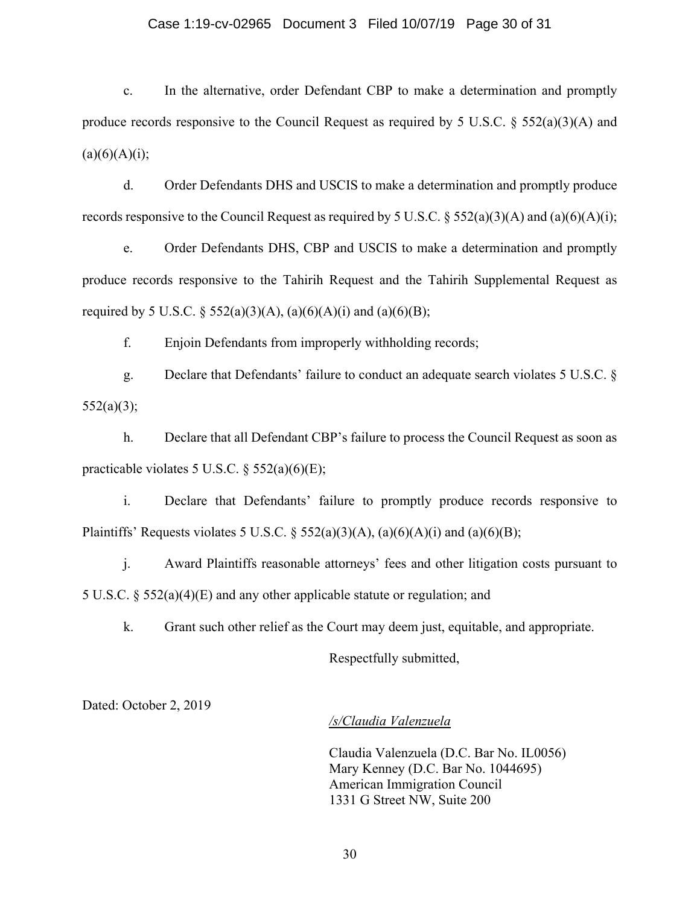c. In the alternative, order Defendant CBP to make a determination and promptly produce records responsive to the Council Request as required by 5 U.S.C. § 552(a)(3)(A) and (a)(6)(A)(i);

d. Order Defendants DHS and USCIS to make a determination and promptly produce records responsive to the Council Request as required by 5 U.S.C. § 552(a)(3)(A) and (a)(6)(A)(i);

e. Order Defendants DHS, CBP and USCIS to make a determination and promptly produce records responsive to the Tahirih Request and the Tahirih Supplemental Request as required by 5 U.S.C. § 552(a)(3)(A), (a)(6)(A)(i) and (a)(6)(B);

f. Enjoin Defendants from improperly withholding records;

g. Declare that Defendants' failure to conduct an adequate search violates 5 U.S.C. § 552(a)(3);

h. Declare that all Defendant CBP's failure to process the Council Request as soon as practicable violates 5 U.S.C. § 552(a)(6)(E);

i. Declare that Defendants' failure to promptly produce records responsive to Plaintiffs' Requests violates 5 U.S.C. § 552(a)(3)(A), (a)(6)(A)(i) and (a)(6)(B);

j. Award Plaintiffs reasonable attorneys' fees and other litigation costs pursuant to 5 U.S.C. § 552(a)(4)(E) and any other applicable statute or regulation; and

k. Grant such other relief as the Court may deem just, equitable, and appropriate.

Respectfully submitted,

Dated: October 2, 2019

*/s/Claudia Valenzuela*

Claudia Valenzuela (D.C. Bar No. IL0056)
Mary Kenney (D.C. Bar No. 1044695)
American Immigration Council
1331 G Street NW, Suite 200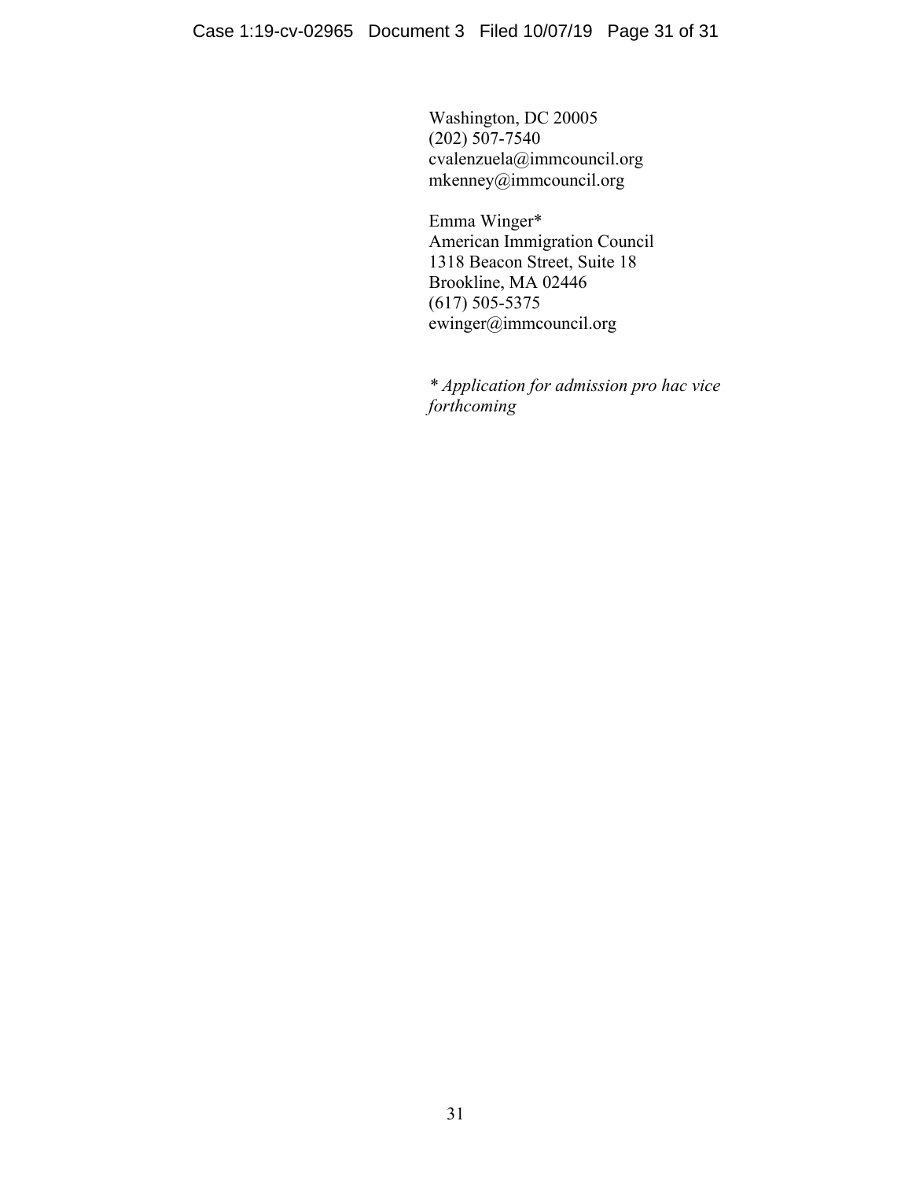Washington, DC 20005
(202) 507-7540
cvalenzuela@immcouncil.org
mkenney@immcouncil.org

Emma Winger*
American Immigration Council
1318 Beacon Street, Suite 18
Brookline, MA 02446
(617) 505-5375
ewinger@immcouncil.org

*\* Application for admission pro hac vice forthcoming*